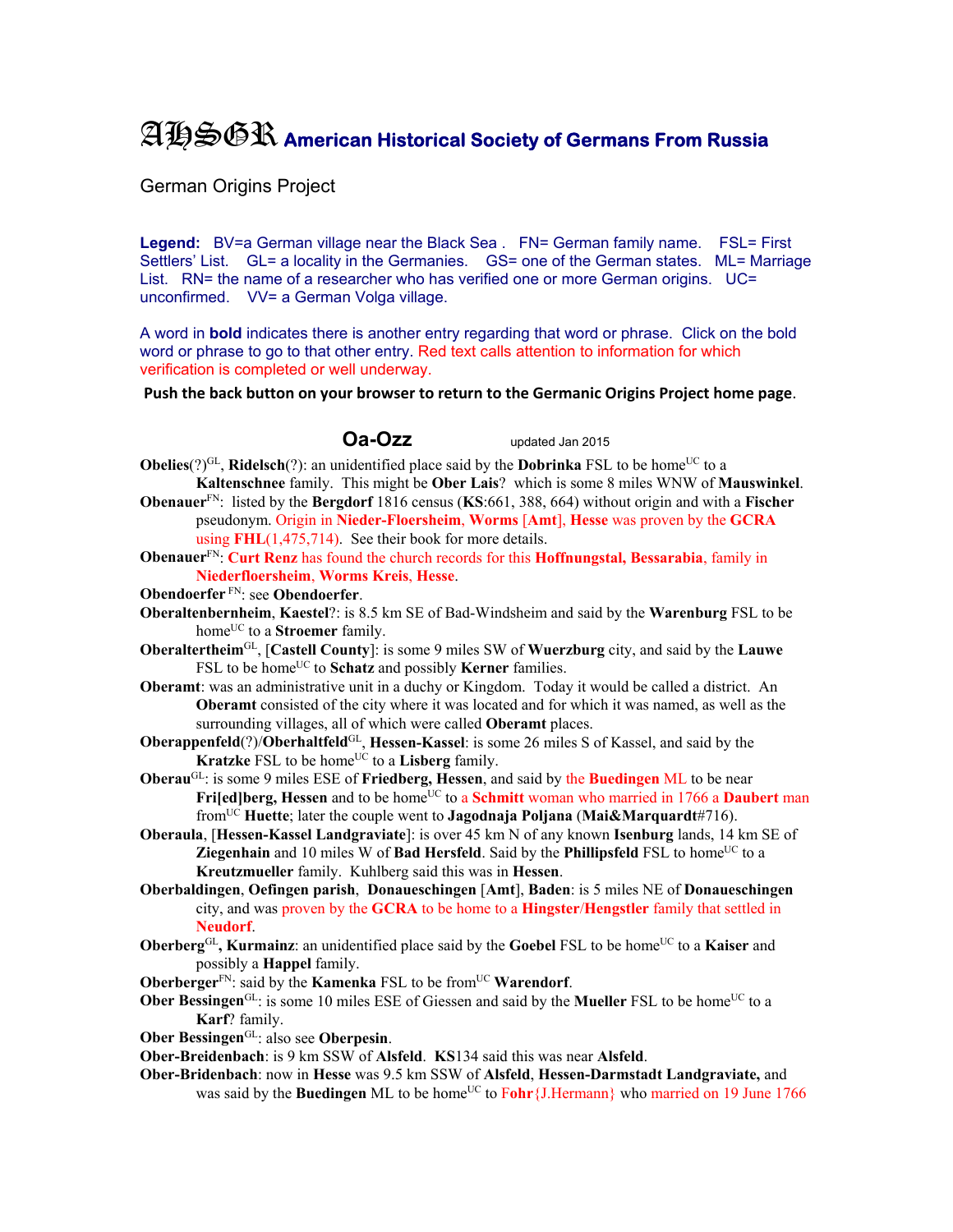# AHSGR American Historical Society of Germans From Russia

German Origins Project

**Legend:** BV=a German village near the Black Sea . FN= German family name. FSL= First Settlers' List. GL= a locality in the Germanies. GS= one of the German states. ML= Marriage List. RN= the name of a researcher who has verified one or more German origins. UC= unconfirmed. VV= a German Volga village.

A word in **bold** indicates there is another entry regarding that word or phrase. Click on the bold word or phrase to go to that other entry. Red text calls attention to information for which verification is completed or well underway.

**Push the back button on your browser to return to the Germanic Origins Project home page**.

## Oa-Ozz

updated Jan 2015

**Obelies**(?)[GL], **Ridelsch**(?): an unidentified place said by the **Dobrinka** FSL to be home[UC] to a **Kaltenschnee** family. This might be **Ober Lais**? which is some 8 miles WNW of **Mauswinkel**.

**Obenauer**[FN]: listed by the **Bergdorf** 1816 census (**KS**:661, 388, 664) without origin and with a **Fischer** pseudonym. Origin in **Nieder-Floersheim**, **Worms** [**Amt**], **Hesse** was proven by the **GCRA** using **FHL**(1,475,714). See their book for more details.

**Obenauer**[FN]: **Curt Renz** has found the church records for this **Hoffnungstal, Bessarabia**, family in **Niederfloersheim**, **Worms Kreis**, **Hesse**.

**Obendoerfer** [FN]: see **Obendoerfer**.

**Oberaltenbernheim**, **Kaestel**?: is 8.5 km SE of Bad-Windsheim and said by the **Warenburg** FSL to be home[UC] to a **Stroemer** family.

**Oberaltertheim**[GL], [**Castell County**]: is some 9 miles SW of **Wuerzburg** city, and said by the **Lauwe** FSL to be home[UC] to **Schatz** and possibly **Kerner** families.

**Oberamt**: was an administrative unit in a duchy or Kingdom. Today it would be called a district. An **Oberamt** consisted of the city where it was located and for which it was named, as well as the surrounding villages, all of which were called **Oberamt** places.

**Oberappenfeld**(?)/**Oberhaltfeld**[GL], **Hessen-Kassel**: is some 26 miles S of Kassel, and said by the **Kratzke** FSL to be home[UC] to a **Lisberg** family.

**Oberau**[GL]: is some 9 miles ESE of **Friedberg, Hessen**, and said by the **Buedingen** ML to be near **Fri[ed]berg, Hessen** and to be home[UC] to a **Schmitt** woman who married in 1766 a **Daubert** man from[UC] **Huette**; later the couple went to **Jagodnaja Poljana** (**Mai&Marquardt**#716).

**Oberaula**, [**Hessen-Kassel Landgraviate**]: is over 45 km N of any known **Isenburg** lands, 14 km SE of **Ziegenhain** and 10 miles W of **Bad Hersfeld**. Said by the **Phillipsfeld** FSL to home[UC] to a **Kreutzmueller** family. Kuhlberg said this was in **Hessen**.

**Oberbaldingen**, **Oefingen parish**, **Donaueschingen** [**Amt**], **Baden**: is 5 miles NE of **Donaueschingen** city, and was proven by the **GCRA** to be home to a **Hingster**/**Hengstler** family that settled in **Neudorf**.

**Oberberg**[GL], **Kurmainz**: an unidentified place said by the **Goebel** FSL to be home[UC] to a **Kaiser** and possibly a **Happel** family.

**Oberberger**[FN]: said by the **Kamenka** FSL to be from[UC] **Warendorf**.

**Ober Bessingen**[GL]: is some 10 miles ESE of Giessen and said by the **Mueller** FSL to be home[UC] to a **Karf**? family.

**Ober Bessingen**[GL]: also see **Oberpesin**.

**Ober-Breidenbach**: is 9 km SSW of **Alsfeld**. **KS**134 said this was near **Alsfeld**.

**Ober-Bridenbach**: now in **Hesse** was 9.5 km SSW of **Alsfeld**, **Hessen-Darmstadt Landgraviate,** and was said by the **Buedingen** ML to be home[UC] to **Fohr**{J.Hermann} who married on 19 June 1766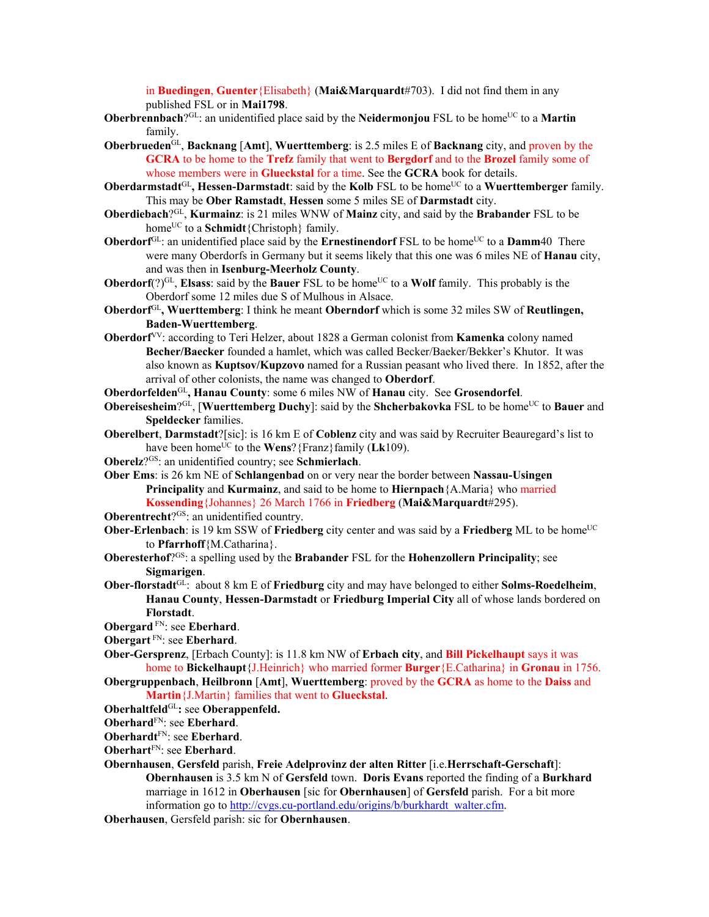in **Buedingen**, **Guenter**{Elisabeth} (**Mai&Marquardt**#703). I did not find them in any published FSL or in **Mai1798**.

**Oberbrennbach**?[GL]: an unidentified place said by the **Neidermonjou** FSL to be home[UC] to a **Martin** family.

**Oberbrueden**[GL], **Backnang** [**Amt**], **Wuerttemberg**: is 2.5 miles E of **Backnang** city, and proven by the **GCRA** to be home to the **Trefz** family that went to **Bergdorf** and to the **Brozel** family some of whose members were in **Glueckstal** for a time. See the **GCRA** book for details.

**Oberdarmstadt**[GL]**, Hessen-Darmstadt**: said by the **Kolb** FSL to be home[UC] to a **Wuerttemberger** family. This may be **Ober Ramstadt**, **Hessen** some 5 miles SE of **Darmstadt** city.

**Oberdiebach**?[GL], **Kurmainz**: is 21 miles WNW of **Mainz** city, and said by the **Brabander** FSL to be home[UC] to a **Schmidt**{Christoph} family.

**Oberdorf**[GL]: an unidentified place said by the **Ernestinendorf** FSL to be home[UC] to a **Damm**40 There were many Oberdorfs in Germany but it seems likely that this one was 6 miles NE of **Hanau** city, and was then in **Isenburg-Meerholz County**.

**Oberdorf**(?)[GL], **Elsass**: said by the **Bauer** FSL to be home[UC] to a **Wolf** family. This probably is the Oberdorf some 12 miles due S of Mulhous in Alsace.

**Oberdorf**[GL]**, Wuerttemberg**: I think he meant **Oberndorf** which is some 32 miles SW of **Reutlingen, Baden-Wuerttemberg**.

**Oberdorf**[VV]: according to Teri Helzer, about 1828 a German colonist from **Kamenka** colony named **Becher/Baecker** founded a hamlet, which was called Becker/Baeker/Bekker's Khutor. It was also known as **Kuptsov/Kupzovo** named for a Russian peasant who lived there. In 1852, after the arrival of other colonists, the name was changed to **Oberdorf**.

**Oberdorfelden**[GL]**, Hanau County**: some 6 miles NW of **Hanau** city. See **Grosendorfel**.

**Obereisesheim**?[GL], [**Wuerttemberg Duchy**]: said by the **Shcherbakovka** FSL to be home[UC] to **Bauer** and **Speldecker** families.

**Oberelbert**, **Darmstadt**?[sic]: is 16 km E of **Coblenz** city and was said by Recruiter Beauregard's list to have been home[UC] to the **Wens**?{Franz}family (**Lk**109).

**Oberelz**?[GS]: an unidentified country; see **Schmierlach**.

**Ober Ems**: is 26 km NE of **Schlangenbad** on or very near the border between **Nassau-Usingen Principality** and **Kurmainz**, and said to be home to **Hiernpach**{A.Maria} who married **Kossending**{Johannes} 26 March 1766 in **Friedberg** (**Mai&Marquardt**#295).

**Oberentrecht**?[GS]: an unidentified country.

**Ober-Erlenbach**: is 19 km SSW of **Friedberg** city center and was said by a **Friedberg** ML to be home[UC] to **Pfarrhoff**{M.Catharina}.

**Oberesterhof**?[GS]: a spelling used by the **Brabander** FSL for the **Hohenzollern Principality**; see **Sigmarigen**.

**Ober-florstadt**[GL]: about 8 km E of **Friedburg** city and may have belonged to either **Solms-Roedelheim**, **Hanau County**, **Hessen-Darmstadt** or **Friedburg Imperial City** all of whose lands bordered on **Florstadt**.

**Obergard** [FN]: see **Eberhard**.

**Obergart** [FN]: see **Eberhard**.

**Ober-Gersprenz**, [Erbach County]: is 11.8 km NW of **Erbach city**, and **Bill Pickelhaupt** says it was home to **Bickelhaupt**{J.Heinrich} who married former **Burger**{E.Catharina} in **Gronau** in 1756.

**Obergruppenbach**, **Heilbronn** [**Amt**], **Wuerttemberg**: proved by the **GCRA** as home to the **Daiss** and **Martin**{J.Martin} families that went to **Glueckstal**.

**Oberhaltfeld**[GL]**:** see **Oberappenfeld.**

**Oberhard**[FN]: see **Eberhard**.

**Oberhardt**[FN]: see **Eberhard**.

**Oberhart**[FN]: see **Eberhard**.

**Obernhausen**, **Gersfeld** parish, **Freie Adelprovinz der alten Ritter** [i.e.**Herrschaft-Gerschaft**]: **Obernhausen** is 3.5 km N of **Gersfeld** town. **Doris Evans** reported the finding of a **Burkhard** marriage in 1612 in **Oberhausen** [sic for **Obernhausen**] of **Gersfeld** parish. For a bit more information go to http://cvgs.cu-portland.edu/origins/b/burkhardt_walter.cfm.

**Oberhausen**, Gersfeld parish: sic for **Obernhausen**.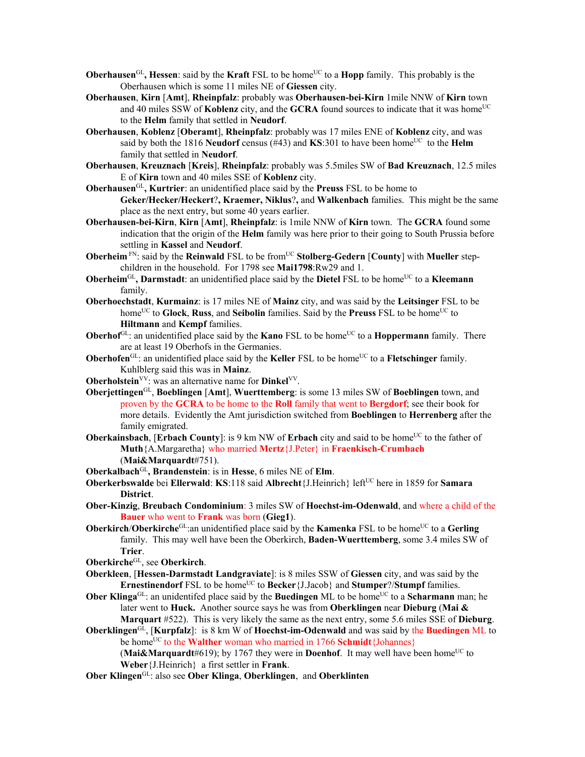**Oberhausen**[GL]**, Hessen**: said by the **Kraft** FSL to be home[UC] to a **Hopp** family. This probably is the Oberhausen which is some 11 miles NE of **Giessen** city.

**Oberhausen**, **Kirn** [**Amt**], **Rheinpfalz**: probably was **Oberhausen-bei-Kirn** 1mile NNW of **Kirn** town and 40 miles SSW of **Koblenz** city, and the **GCRA** found sources to indicate that it was home[UC] to the **Helm** family that settled in **Neudorf**.

**Oberhausen**, **Koblenz** [**Oberamt**], **Rheinpfalz**: probably was 17 miles ENE of **Koblenz** city, and was said by both the 1816 **Neudorf** census (#43) and **KS**:301 to have been home[UC] to the **Helm** family that settled in **Neudorf**.

**Oberhausen**, **Kreuznach** [**Kreis**], **Rheinpfalz**: probably was 5.5miles SW of **Bad Kreuznach**, 12.5 miles E of **Kirn** town and 40 miles SSE of **Koblenz** city.

**Oberhausen**[GL]**, Kurtrier**: an unidentified place said by the **Preuss** FSL to be home to **Geker/Hecker/Heckert**?**, Kraemer, Niklus**?**,** and **Walkenbach** families. This might be the same place as the next entry, but some 40 years earlier.

**Oberhausen-bei-Kirn**, **Kirn** [**Amt**], **Rheinpfalz**: is 1mile NNW of **Kirn** town. The **GCRA** found some indication that the origin of the **Helm** family was here prior to their going to South Prussia before settling in **Kassel** and **Neudorf**.

**Oberheim** [FN]: said by the **Reinwald** FSL to be from[UC] **Stolberg-Gedern** [**County**] with **Mueller** step-children in the household. For 1798 see **Mai1798**:Rw29 and 1.

**Oberheim**[GL]**, Darmstadt**: an unidentified place said by the **Dietel** FSL to be home[UC] to a **Kleemann** family.

**Oberhoechstadt**, **Kurmainz**: is 17 miles NE of **Mainz** city, and was said by the **Leitsinger** FSL to be home[UC] to **Glock**, **Russ**, and **Seibolin** families. Said by the **Preuss** FSL to be home[UC] to **Hiltmann** and **Kempf** families.

**Oberhof**[GL]: an unidentified place said by the **Kano** FSL to be home[UC] to a **Hoppermann** family. There are at least 19 Oberhofs in the Germanies.

**Oberhofen**[GL]: an unidentified place said by the **Keller** FSL to be home[UC] to a **Fletschinger** family. Kuhlblerg said this was in **Mainz**.

**Oberholstein**[VV]: was an alternative name for **Dinkel**[VV].

**Oberjettingen**[GL], **Boeblingen** [**Amt**], **Wuerttemberg**: is some 13 miles SW of **Boeblingen** town, and proven by the **GCRA** to be home to the **Roll** family that went to **Bergdorf**; see their book for more details. Evidently the Amt jurisdiction switched from **Boeblingen** to **Herrenberg** after the family emigrated.

**Oberkainsbach**, [**Erbach County**]: is 9 km NW of **Erbach** city and said to be home[UC] to the father of **Muth**{A.Margaretha} who married **Mertz**{J.Peter} in **Fraenkisch-Crumbach** (**Mai&Marquardt**#751).

**Oberkalbach**[GL]**, Brandenstein**: is in **Hesse**, 6 miles NE of **Elm**.

**Oberkerbswalde** bei **Ellerwald**: **KS**:118 said **Albrecht**{J.Heinrich} left[UC] here in 1859 for **Samara District**.

**Ober-Kinzig**, **Breubach Condominium**: 3 miles SW of **Hoechst-im-Odenwald**, and where a child of the **Bauer** who went to **Frank** was born (**Gieg1**).

**Oberkirch**/**Oberkirche**[GL]:an unidentified place said by the **Kamenka** FSL to be home[UC] to a **Gerling** family. This may well have been the Oberkirch, **Baden-Wuerttemberg**, some 3.4 miles SW of **Trier**.

**Oberkirche**[GL], see **Oberkirch**.

**Oberkleen**, [**Hessen-Darmstadt Landgraviate**]: is 8 miles SSW of **Giessen** city, and was said by the **Ernestinendorf** FSL to be home[UC] to **Becker**{J.Jacob} and **Stumper**?/**Stumpf** families.

**Ober Klinga**[GL]: an unidentifed place said by the **Buedingen** ML to be home[UC] to a **Scharmann** man; he later went to **Huck.** Another source says he was from **Oberklingen** near **Dieburg** (**Mai & Marquart** #522). This is very likely the same as the next entry, some 5.6 miles SSE of **Dieburg**.

**Oberklingen**[GL], [**Kurpfalz**]: is 8 km W of **Hoechst-im-Odenwald** and was said by the **Buedingen** ML to be home[UC] to the **Walther** woman who married in 1766 **Schmidt**{Johannes} (**Mai&Marquardt**#619); by 1767 they were in **Doenhof**. It may well have been home[UC] to **Weber**{J.Heinrich} a first settler in **Frank**.

**Ober Klingen**[GL]: also see **Ober Klinga**, **Oberklingen**, and **Oberklinten**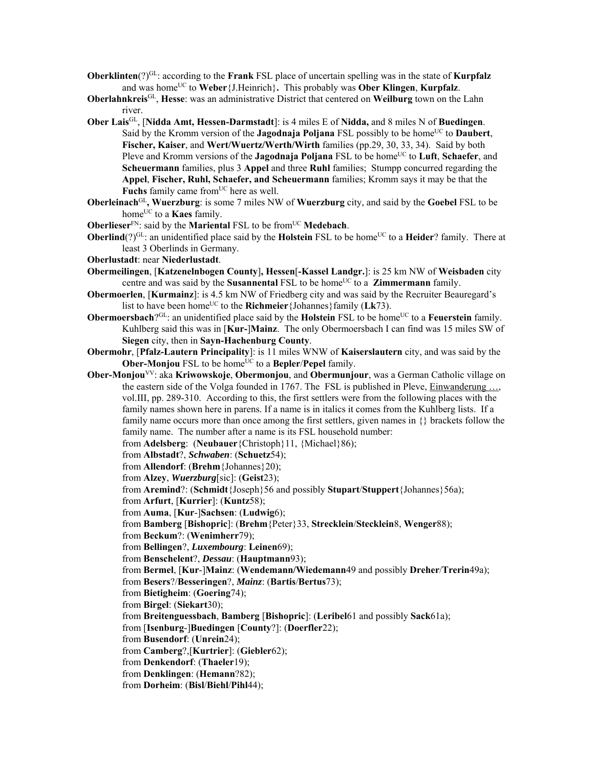**Oberklinten**(?)[GL]: according to the **Frank** FSL place of uncertain spelling was in the state of **Kurpfalz** and was home[UC] to **Weber**{J.Heinrich}**.** This probably was **Ober Klingen**, **Kurpfalz**.

**Oberlahnkreis**[GL], **Hesse**: was an administrative District that centered on **Weilburg** town on the Lahn river.

**Ober Lais**[GL], [**Nidda Amt, Hessen-Darmstadt**]: is 4 miles E of **Nidda,** and 8 miles N of **Buedingen**. Said by the Kromm version of the **Jagodnaja Poljana** FSL possibly to be home[UC] to **Daubert**, **Fischer, Kaiser**, and **Wert/Wuertz/Werth/Wirth** families (pp.29, 30, 33, 34). Said by both Pleve and Kromm versions of the **Jagodnaja Poljana** FSL to be home[UC] to **Luft**, **Schaefer**, and **Scheuermann** families, plus 3 **Appel** and three **Ruhl** families; Stumpp concurred regarding the **Appel**, **Fischer, Ruhl, Schaefer, and Scheuermann** families; Kromm says it may be that the **Fuchs** family came from[UC] here as well.

**Oberleinach**[GL]**, Wuerzburg**: is some 7 miles NW of **Wuerzburg** city, and said by the **Goebel** FSL to be home[UC] to a **Kaes** family.

**Oberlieser**[FN]: said by the **Mariental** FSL to be from[UC] **Medebach**.

**Oberlind**(?)[GL]: an unidentified place said by the **Holstein** FSL to be home[UC] to a **Heider**? family. There at least 3 Oberlinds in Germany.

**Oberlustadt**: near **Niederlustadt**.

**Obermeilingen**, [**Katzenelnbogen County**]**, Hessen**[**-Kassel Landgr.**]: is 25 km NW of **Weisbaden** city centre and was said by the **Susannental** FSL to be home[UC] to a **Zimmermann** family.

**Obermoerlen**, [**Kurmainz**]: is 4.5 km NW of Friedberg city and was said by the Recruiter Beauregard's list to have been home[UC] to the **Richmeier**{Johannes}family (**Lk**73).

**Obermoersbach**?[GL]: an unidentified place said by the **Holstein** FSL to be home[UC] to a **Feuerstein** family. Kuhlberg said this was in [**Kur-**]**Mainz**. The only Obermoersbach I can find was 15 miles SW of **Siegen** city, then in **Sayn-Hachenburg County**.

**Obermohr**, [**Pfalz-Lautern Principality**]: is 11 miles WNW of **Kaiserslautern** city, and was said by the **Ober-Monjou** FSL to be home[UC] to a **Bepler**/**Pepel** family.

**Ober-Monjou**[VV]: aka **Kriwowskoje**, **Obermonjou**, and **Obermunjour**, was a German Catholic village on the eastern side of the Volga founded in 1767. The FSL is published in Pleve, Einwanderung …, vol.III, pp. 289-310. According to this, the first settlers were from the following places with the family names shown here in parens. If a name is in italics it comes from the Kuhlberg lists. If a family name occurs more than once among the first settlers, given names in {} brackets follow the family name. The number after a name is its FSL household number:

from **Adelsberg**: (**Neubauer**{Christoph}11, {Michael}86);
from **Albstadt**?, ***Schwaben***: (**Schuetz**54);
from **Allendorf**: (**Brehm**{Johannes}20);
from **Alzey**, ***Wuerzburg***[sic]: (**Geist**23);
from **Aremind**?: (**Schmidt**{Joseph}56 and possibly **Stupart**/**Stuppert**{Johannes}56a);
from **Arfurt**, [**Kurrier**]: (**Kuntz**58);
from **Auma**, [**Kur**-]**Sachsen**: (**Ludwig**6);
from **Bamberg** [**Bishopric**]: (**Brehm**{Peter}33, **Strecklein**/**Stecklein**8, **Wenger**88);
from **Beckum**?: (**Wenimherr**79);
from **Bellingen**?, ***Luxembourg***: **Leinen**69);
from **Benschelent**?, ***Dessau***: (**Hauptmann**93);
from **Bermel**, [**Kur**-]**Mainz**: (**Wendemann/Wiedemann**49 and possibly **Dreher**/**Trerin**49a);
from **Besers**?/**Besseringen**?, ***Mainz***: (**Bartis**/**Bertus**73);
from **Bietigheim**: (**Goering**74);
from **Birgel**: (**Siekart**30);
from **Breitenguessbach**, **Bamberg** [**Bishopric**]: (**Leribel**61 and possibly **Sack**61a);
from [**Isenburg**-]**Buedingen** [**County**?]: (**Doerfler**22);
from **Busendorf**: (**Unrein**24);
from **Camberg**?,[**Kurtrier**]: (**Giebler**62);
from **Denkendorf**: (**Thaeler**19);
from **Denklingen**: (**Hemann**?82);
from **Dorheim**: (**Bisl**/**Biehl**/**Pihl**44);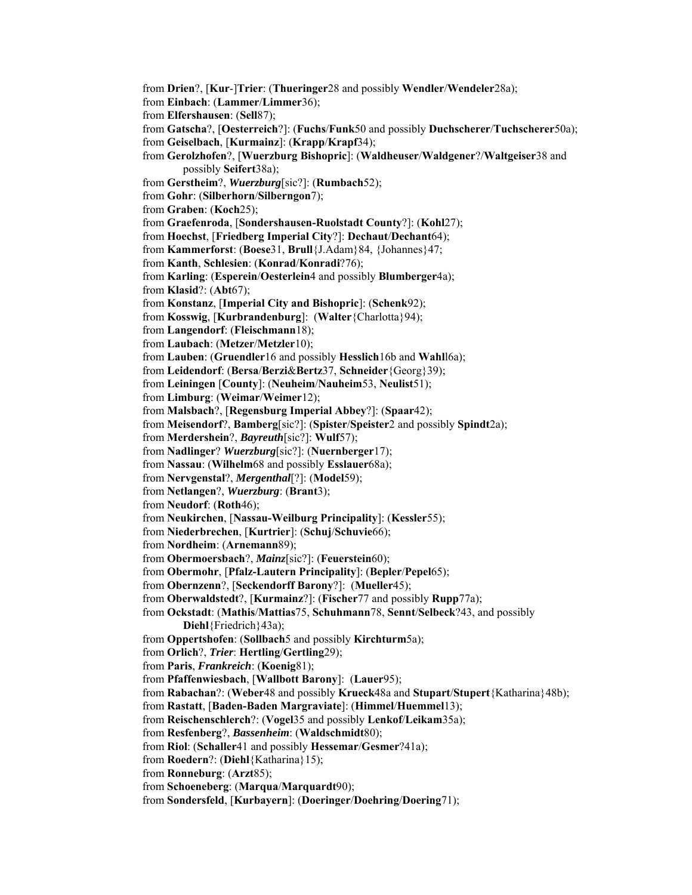from **Drien**?, [**Kur**-]**Trier**: (**Thueringer**28 and possibly **Wendler**/**Wendeler**28a);
from **Einbach**: (**Lammer**/**Limmer**36);
from **Elfershausen**: (**Sell**87);
from **Gatscha**?, [**Oesterreich**?]: (**Fuchs**/**Funk**50 and possibly **Duchscherer**/**Tuchscherer**50a);
from **Geiselbach**, [**Kurmainz**]: (**Krapp**/**Krapf**34);
from **Gerolzhofen**?, [**Wuerzburg Bishopric**]: (**Waldheuser**/**Waldgener**?/**Waltgeiser**38 and possibly **Seifert**38a);
from **Gerstheim**?, ***Wuerzburg***[sic?]: (**Rumbach**52);
from **Gohr**: (**Silberhorn**/**Silberngon**7);
from **Graben**: (**Koch**25);
from **Graefenroda**, [**Sondershausen-Ruolstadt County**?]: (**Kohl**27);
from **Hoechst**, [**Friedberg Imperial City**?]: **Dechaut**/**Dechant**64);
from **Kammerforst**: (**Boese**31, **Brull**{J.Adam}84, {Johannes}47;
from **Kanth**, **Schlesien**: (**Konrad**/**Konradi**?76);
from **Karling**: (**Esperein**/**Oesterlein**4 and possibly **Blumberger**4a);
from **Klasid**?: (**Abt**67);
from **Konstanz**, [**Imperial City and Bishopric**]: (**Schenk**92);
from **Kosswig**, [**Kurbrandenburg**]: (**Walter**{Charlotta}94);
from **Langendorf**: (**Fleischmann**18);
from **Laubach**: (**Metzer**/**Metzler**10);
from **Lauben**: (**Gruendler**16 and possibly **Hesslich**16b and **Wahl**l6a);
from **Leidendorf**: (**Bersa**/**Berzi**&**Bertz**37, **Schneider**{Georg}39);
from **Leiningen** [**County**]: (**Neuheim**/**Nauheim**53, **Neulist**51);
from **Limburg**: (**Weimar**/**Weimer**12);
from **Malsbach**?, [**Regensburg Imperial Abbey**?]: (**Spaar**42);
from **Meisendorf**?, **Bamberg**[sic?]: (**Spister**/**Speister**2 and possibly **Spindt**2a);
from **Merdershein**?, ***Bayreuth***[sic?]: **Wulf**57);
from **Nadlinger**? ***Wuerzburg***[sic?]: (**Nuernberger**17);
from **Nassau**: (**Wilhelm**68 and possibly **Esslauer**68a);
from **Nervgenstal**?, ***Mergenthal***[?]: (**Model**59);
from **Netlangen**?, ***Wuerzburg***: (**Brant**3);
from **Neudorf**: (**Roth**46);
from **Neukirchen**, [**Nassau-Weilburg Principality**]: (**Kessler**55);
from **Niederbrechen**, [**Kurtrier**]: (**Schuj**/**Schuvie**66);
from **Nordheim**: (**Arnemann**89);
from **Obermoersbach**?, ***Mainz***[sic?]: (**Feuerstein**60);
from **Obermohr**, [**Pfalz-Lautern Principality**]: (**Bepler**/**Pepel**65);
from **Obernzenn**?, [**Seckendorff Barony**?]: (**Mueller**45);
from **Oberwaldstedt**?, [**Kurmainz**?]: (**Fischer**77 and possibly **Rupp**77a);
from **Ockstadt**: (**Mathis**/**Mattias**75, **Schuhmann**78, **Sennt**/**Selbeck**?43, and possibly **Diehl**{Friedrich}43a);
from **Oppertshofen**: (**Sollbach**5 and possibly **Kirchturm**5a);
from **Orlich**?, ***Trier***: **Hertling**/**Gertling**29);
from **Paris**, ***Frankreich***: (**Koenig**81);
from **Pfaffenwiesbach**, [**Wallbott Barony**]: (**Lauer**95);
from **Rabachan**?: (**Weber**48 and possibly **Krueck**48a and **Stupart**/**Stupert**{Katharina}48b);
from **Rastatt**, [**Baden-Baden Margraviate**]: (**Himmel**/**Huemmel**13);
from **Reischenschlerch**?: (**Vogel**35 and possibly **Lenkof**/**Leikam**35a);
from **Resfenberg**?, ***Bassenheim***: (**Waldschmidt**80);
from **Riol**: (**Schaller**41 and possibly **Hessemar**/**Gesmer**?41a);
from **Roedern**?: (**Diehl**{Katharina}15);
from **Ronneburg**: (**Arzt**85);
from **Schoeneberg**: (**Marqua**/**Marquardt**90);
from **Sondersfeld**, [**Kurbayern**]: (**Doeringer**/**Doehring**/**Doering**71);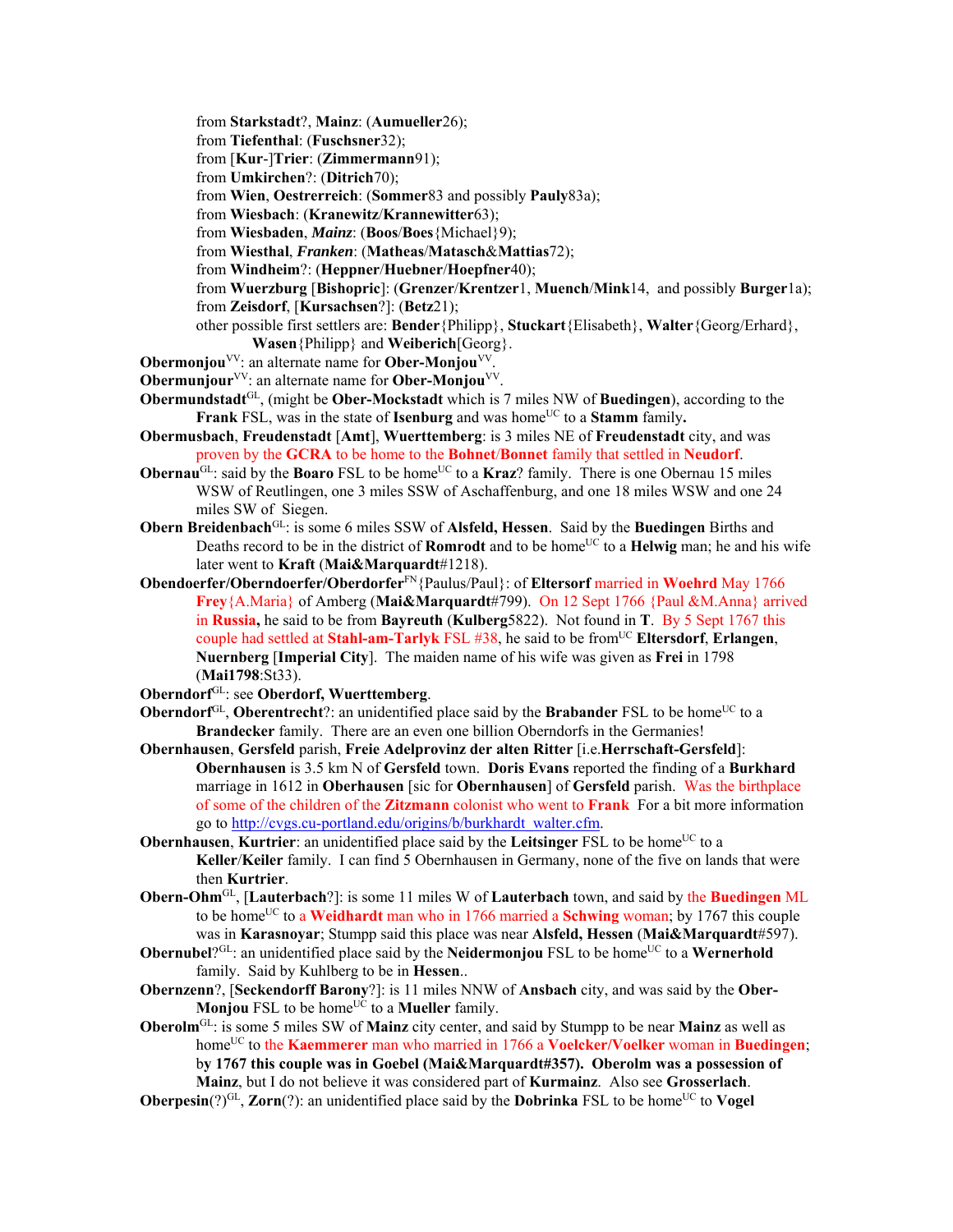from **Starkstadt**?, **Mainz**: (**Aumueller**26);
from **Tiefenthal**: (**Fuschsner**32);
from [**Kur**-]**Trier**: (**Zimmermann**91);
from **Umkirchen**?: (**Ditrich**70);
from **Wien**, **Oestrerreich**: (**Sommer**83 and possibly **Pauly**83a);
from **Wiesbach**: (**Kranewitz**/**Krannewitter**63);
from **Wiesbaden**, ***Mainz***: (**Boos**/**Boes**{Michael}9);
from **Wiesthal**, ***Franken***: (**Matheas**/**Matasch**&**Mattias**72);
from **Windheim**?: (**Heppner**/**Huebner**/**Hoepfner**40);
from **Wuerzburg** [**Bishopric**]: (**Grenzer**/**Krentzer**1, **Muench**/**Mink**14, and possibly **Burger**1a);
from **Zeisdorf**, [**Kursachsen**?]: (**Betz**21);
other possible first settlers are: **Bender**{Philipp}, **Stuckart**{Elisabeth}, **Walter**{Georg/Erhard}, **Wasen**{Philipp} and **Weiberich**[Georg}.

**Obermonjou**[VV]: an alternate name for **Ober-Monjou**[VV].

**Obermunjour**[VV]: an alternate name for **Ober-Monjou**[VV].

**Obermundstadt**[GL], (might be **Ober-Mockstadt** which is 7 miles NW of **Buedingen**), according to the **Frank** FSL, was in the state of **Isenburg** and was home[UC] to a **Stamm** family**.**

**Obermusbach**, **Freudenstadt** [**Amt**], **Wuerttemberg**: is 3 miles NE of **Freudenstadt** city, and was proven by the **GCRA** to be home to the **Bohnet**/**Bonnet** family that settled in **Neudorf**.

**Obernau**[GL]: said by the **Boaro** FSL to be home[UC] to a **Kraz**? family. There is one Obernau 15 miles WSW of Reutlingen, one 3 miles SSW of Aschaffenburg, and one 18 miles WSW and one 24 miles SW of Siegen.

**Obern Breidenbach**[GL]: is some 6 miles SSW of **Alsfeld, Hessen**. Said by the **Buedingen** Births and Deaths record to be in the district of **Romrodt** and to be home[UC] to a **Helwig** man; he and his wife later went to **Kraft** (**Mai&Marquardt**#1218).

**Obendoerfer/Oberndoerfer/Oberdorfer**[FN]{Paulus/Paul}: of **Eltersorf** married in **Woehrd** May 1766 **Frey**{A.Maria} of Amberg (**Mai&Marquardt**#799). On 12 Sept 1766 {Paul &M.Anna} arrived in **Russia,** he said to be from **Bayreuth** (**Kulberg**5822). Not found in **T**. By 5 Sept 1767 this couple had settled at **Stahl-am-Tarlyk** FSL #38, he said to be from[UC] **Eltersdorf**, **Erlangen**, **Nuernberg** [**Imperial City**]. The maiden name of his wife was given as **Frei** in 1798 (**Mai1798**:St33).

**Oberndorf**[GL]: see **Oberdorf, Wuerttemberg**.

**Oberndorf**[GL], **Oberentrecht**?: an unidentified place said by the **Brabander** FSL to be home[UC] to a **Brandecker** family. There are an even one billion Oberndorfs in the Germanies!

**Obernhausen**, **Gersfeld** parish, **Freie Adelprovinz der alten Ritter** [i.e.**Herrschaft-Gersfeld**]: **Obernhausen** is 3.5 km N of **Gersfeld** town. **Doris Evans** reported the finding of a **Burkhard** marriage in 1612 in **Oberhausen** [sic for **Obernhausen**] of **Gersfeld** parish. Was the birthplace of some of the children of the **Zitzmann** colonist who went to **Frank** For a bit more information go to http://cvgs.cu-portland.edu/origins/b/burkhardt_walter.cfm.

**Obernhausen**, **Kurtrier**: an unidentified place said by the **Leitsinger** FSL to be home[UC] to a **Keller**/**Keiler** family. I can find 5 Obernhausen in Germany, none of the five on lands that were then **Kurtrier**.

**Obern-Ohm**[GL], [**Lauterbach**?]: is some 11 miles W of **Lauterbach** town, and said by the **Buedingen** ML to be home[UC] to a **Weidhardt** man who in 1766 married a **Schwing** woman; by 1767 this couple was in **Karasnoyar**; Stumpp said this place was near **Alsfeld, Hessen** (**Mai&Marquardt**#597).

**Obernubel**?[GL]: an unidentified place said by the **Neidermonjou** FSL to be home[UC] to a **Wernerhold** family. Said by Kuhlberg to be in **Hessen**..

**Obernzenn**?, [**Seckendorff Barony**?]: is 11 miles NNW of **Ansbach** city, and was said by the **Ober-Monjou** FSL to be home[UC] to a **Mueller** family.

**Oberolm**[GL]: is some 5 miles SW of **Mainz** city center, and said by Stumpp to be near **Mainz** as well as home[UC] to the **Kaemmerer** man who married in 1766 a **Voelcker/Voelker** woman in **Buedingen**; by **1767 this couple was in Goebel (Mai&Marquardt#357). Oberolm was a possession of Mainz**, but I do not believe it was considered part of **Kurmainz**. Also see **Grosserlach**.

**Oberpesin**(?)[GL], **Zorn**(?): an unidentified place said by the **Dobrinka** FSL to be home[UC] to **Vogel**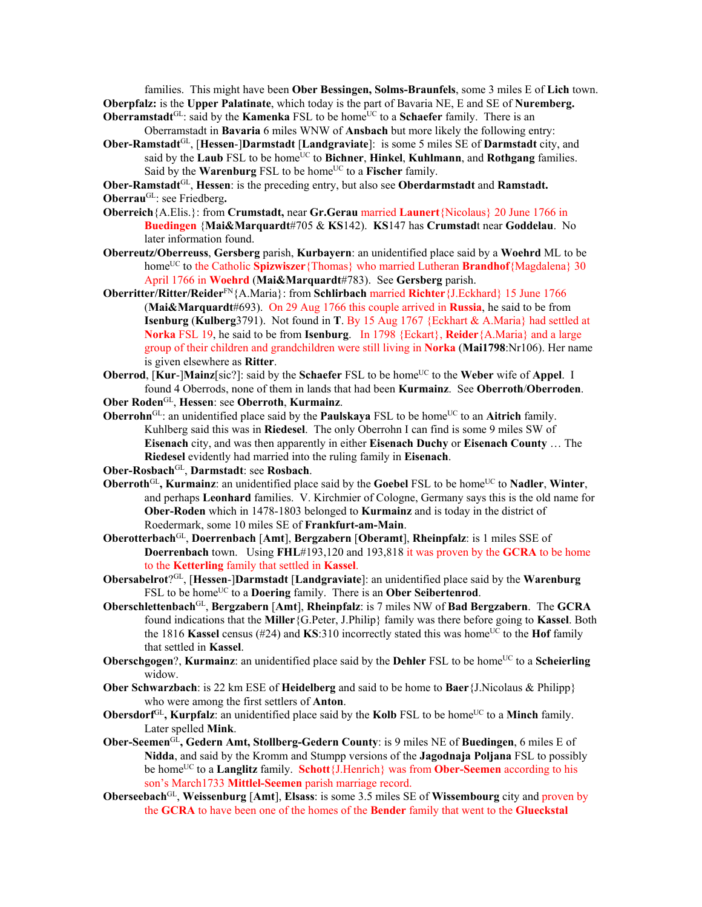families. This might have been **Ober Bessingen, Solms-Braunfels**, some 3 miles E of **Lich** town.

**Oberpfalz:** is the **Upper Palatinate**, which today is the part of Bavaria NE, E and SE of **Nuremberg.**

**Oberramstadt**[GL]: said by the **Kamenka** FSL to be home[UC] to a **Schaefer** family. There is an Oberramstadt in **Bavaria** 6 miles WNW of **Ansbach** but more likely the following entry:

**Ober-Ramstadt**[GL], [**Hessen**-]**Darmstadt** [**Landgraviate**]: is some 5 miles SE of **Darmstadt** city, and said by the **Laub** FSL to be home[UC] to **Bichner**, **Hinkel**, **Kuhlmann**, and **Rothgang** families. Said by the **Warenburg** FSL to be home[UC] to a **Fischer** family.

**Ober-Ramstadt**[GL], **Hessen**: is the preceding entry, but also see **Oberdarmstadt** and **Ramstadt.**

**Oberrau**[GL]: see Friedberg**.**

**Oberreich**{A.Elis.}: from **Crumstadt,** near **Gr.Gerau** married **Launert**{Nicolaus} 20 June 1766 in **Buedingen** {**Mai&Marquardt**#705 & **KS**142). **KS**147 has **Crumstad**t near **Goddelau**. No later information found.

**Oberreutz/Oberreuss**, **Gersberg** parish, **Kurbayern**: an unidentified place said by a **Woehrd** ML to be home[UC] to the Catholic **Spizwiszer**{Thomas} who married Lutheran **Brandhof**{Magdalena} 30 April 1766 in **Woehrd** (**Mai&Marquardt**#783). See **Gersberg** parish.

**Oberritter/Ritter/Reider**[FN]{A.Maria}: from **Schlirbach** married **Richter**{J.Eckhard} 15 June 1766 (**Mai&Marquardt**#693). On 29 Aug 1766 this couple arrived in **Russia**, he said to be from **Isenburg** (**Kulberg**3791). Not found in **T**. By 15 Aug 1767 {Eckhart & A.Maria} had settled at **Norka** FSL 19, he said to be from **Isenburg**. In 1798 {Eckart}, **Reider**{A.Maria} and a large group of their children and grandchildren were still living in **Norka** (**Mai1798**:Nr106). Her name is given elsewhere as **Ritter**.

**Oberrod**, [**Kur**-]**Mainz**[sic?]: said by the **Schaefer** FSL to be home[UC] to the **Weber** wife of **Appel**. I found 4 Oberrods, none of them in lands that had been **Kurmainz**. See **Oberroth**/**Oberroden**.

**Ober Roden**[GL], **Hessen**: see **Oberroth**, **Kurmainz**.

**Oberrohn**[GL]: an unidentified place said by the **Paulskaya** FSL to be home[UC] to an **Aitrich** family. Kuhlberg said this was in **Riedesel**. The only Oberrohn I can find is some 9 miles SW of **Eisenach** city, and was then apparently in either **Eisenach Duchy** or **Eisenach County** … The **Riedesel** evidently had married into the ruling family in **Eisenach**.

**Ober-Rosbach**[GL], **Darmstadt**: see **Rosbach**.

**Oberroth**[GL]**, Kurmainz**: an unidentified place said by the **Goebel** FSL to be home[UC] to **Nadler**, **Winter**, and perhaps **Leonhard** families. V. Kirchmier of Cologne, Germany says this is the old name for **Ober-Roden** which in 1478-1803 belonged to **Kurmainz** and is today in the district of Roedermark, some 10 miles SE of **Frankfurt-am-Main**.

**Oberotterbach**[GL], **Doerrenbach** [**Amt**], **Bergzabern** [**Oberamt**], **Rheinpfalz**: is 1 miles SSE of **Doerrenbach** town. Using **FHL**#193,120 and 193,818 it was proven by the **GCRA** to be home to the **Ketterling** family that settled in **Kassel**.

**Obersabelrot**?[GL], [**Hessen**-]**Darmstadt** [**Landgraviate**]: an unidentified place said by the **Warenburg** FSL to be home[UC] to a **Doering** family. There is an **Ober Seibertenrod**.

**Oberschlettenbach**[GL], **Bergzabern** [**Amt**], **Rheinpfalz**: is 7 miles NW of **Bad Bergzabern**. The **GCRA** found indications that the **Miller**{G.Peter, J.Philip} family was there before going to **Kassel**. Both the 1816 **Kassel** census (#24) and **KS**:310 incorrectly stated this was home[UC] to the **Hof** family that settled in **Kassel**.

**Oberschgogen**?, **Kurmainz**: an unidentified place said by the **Dehler** FSL to be home[UC] to a **Scheierling** widow.

**Ober Schwarzbach**: is 22 km ESE of **Heidelberg** and said to be home to **Baer**{J.Nicolaus & Philipp} who were among the first settlers of **Anton**.

**Obersdorf**[GL]**, Kurpfalz**: an unidentified place said by the **Kolb** FSL to be home[UC] to a **Minch** family. Later spelled **Mink**.

**Ober-Seemen**[GL]**, Gedern Amt, Stollberg-Gedern County**: is 9 miles NE of **Buedingen**, 6 miles E of **Nidda**, and said by the Kromm and Stumpp versions of the **Jagodnaja Poljana** FSL to possibly be home[UC] to a **Langlitz** family. **Schott**{J.Henrich} was from **Ober-Seemen** according to his son's March1733 **Mittel-Seemen** parish marriage record.

**Oberseebach**[GL], **Weissenburg** [**Amt**], **Elsass**: is some 3.5 miles SE of **Wissembourg** city and proven by the **GCRA** to have been one of the homes of the **Bender** family that went to the **Glueckstal**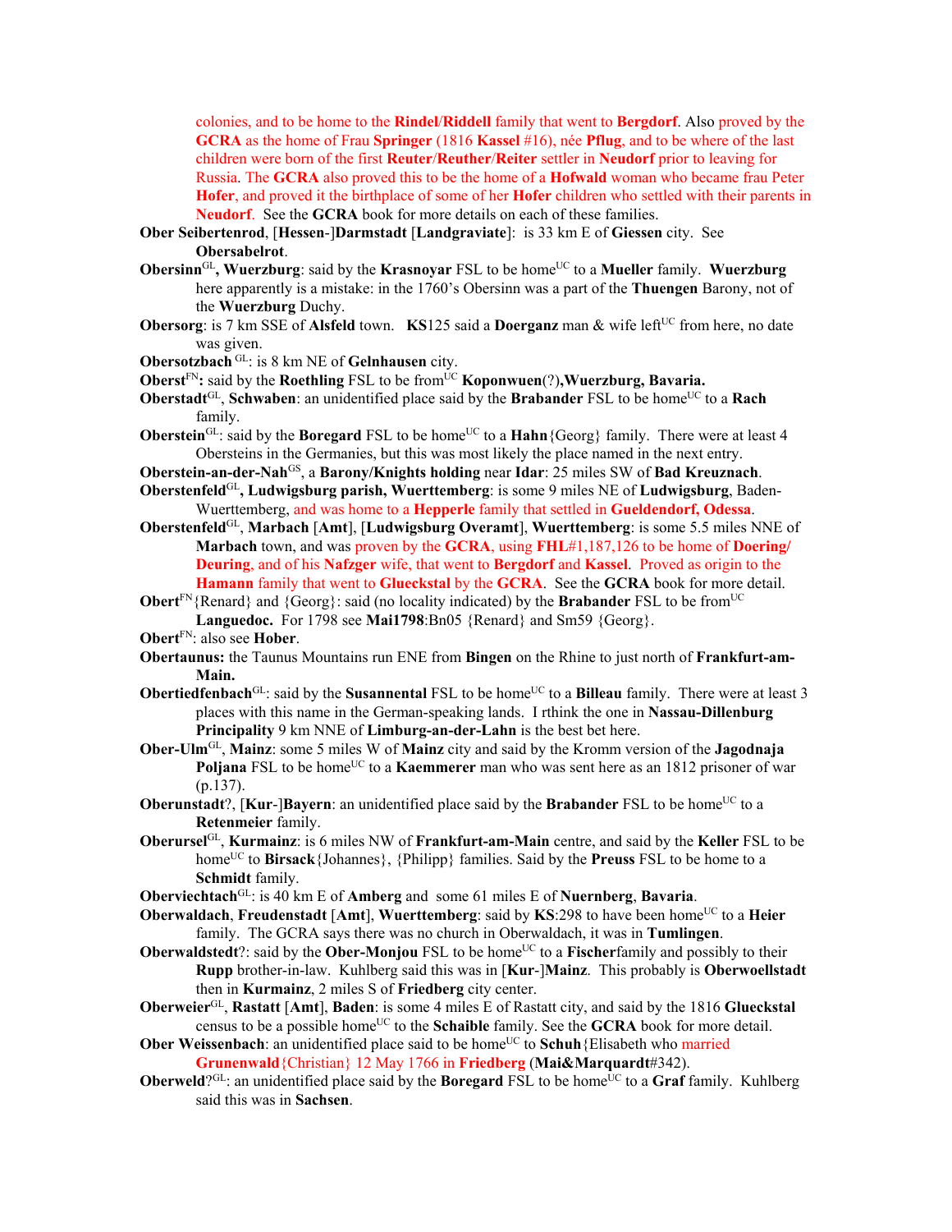colonies, and to be home to the **Rindel**/**Riddell** family that went to **Bergdorf**. Also proved by the **GCRA** as the home of Frau **Springer** (1816 **Kassel** #16), née **Pflug**, and to be where of the last children were born of the first **Reuter**/**Reuther**/**Reiter** settler in **Neudorf** prior to leaving for Russia. The **GCRA** also proved this to be the home of a **Hofwald** woman who became frau Peter **Hofer**, and proved it the birthplace of some of her **Hofer** children who settled with their parents in **Neudorf**. See the **GCRA** book for more details on each of these families.

**Ober Seibertenrod**, [**Hessen**-]**Darmstadt** [**Landgraviate**]: is 33 km E of **Giessen** city. See **Obersabelrot**.

**Obersinn**GL**, Wuerzburg**: said by the **Krasnoyar** FSL to be homeUC to a **Mueller** family. **Wuerzburg** here apparently is a mistake: in the 1760's Obersinn was a part of the **Thuengen** Barony, not of the **Wuerzburg** Duchy.

**Obersorg**: is 7 km SSE of **Alsfeld** town. **KS**125 said a **Doerganz** man & wife leftUC from here, no date was given.

**Obersotzbach** GL: is 8 km NE of **Gelnhausen** city.

**Oberst**FN**:** said by the **Roethling** FSL to be fromUC **Koponwuen**(?)**,Wuerzburg, Bavaria.**

**Oberstadt**GL, **Schwaben**: an unidentified place said by the **Brabander** FSL to be homeUC to a **Rach** family.

**Oberstein**GL: said by the **Boregard** FSL to be homeUC to a **Hahn**{Georg} family. There were at least 4 Obersteins in the Germanies, but this was most likely the place named in the next entry.

**Oberstein-an-der-Nah**GS, a **Barony/Knights holding** near **Idar**: 25 miles SW of **Bad Kreuznach**.

**Oberstenfeld**GL**, Ludwigsburg parish, Wuerttemberg**: is some 9 miles NE of **Ludwigsburg**, Baden-Wuerttemberg, and was home to a **Hepperle** family that settled in **Gueldendorf, Odessa**.

**Oberstenfeld**GL, **Marbach** [**Amt**], [**Ludwigsburg Overamt**], **Wuerttemberg**: is some 5.5 miles NNE of **Marbach** town, and was proven by the **GCRA**, using **FHL**#1,187,126 to be home of **Doering**/ **Deuring**, and of his **Nafzger** wife, that went to **Bergdorf** and **Kassel**. Proved as origin to the **Hamann** family that went to **Glueckstal** by the **GCRA**. See the **GCRA** book for more detail.

**Obert**FN{Renard} and {Georg}: said (no locality indicated) by the **Brabander** FSL to be fromUC **Languedoc.** For 1798 see **Mai1798**:Bn05 {Renard} and Sm59 {Georg}.

**Obert**FN: also see **Hober**.

**Obertaunus:** the Taunus Mountains run ENE from **Bingen** on the Rhine to just north of **Frankfurt-am-Main.**

**Obertiedfenbach**GL: said by the **Susannental** FSL to be homeUC to a **Billeau** family. There were at least 3 places with this name in the German-speaking lands. I rthink the one in **Nassau-Dillenburg Principality** 9 km NNE of **Limburg-an-der-Lahn** is the best bet here.

**Ober-Ulm**GL, **Mainz**: some 5 miles W of **Mainz** city and said by the Kromm version of the **Jagodnaja Poljana** FSL to be homeUC to a **Kaemmerer** man who was sent here as an 1812 prisoner of war (p.137).

**Oberunstadt**?, [**Kur**-]**Bayern**: an unidentified place said by the **Brabander** FSL to be homeUC to a **Retenmeier** family.

**Oberursel**GL, **Kurmainz**: is 6 miles NW of **Frankfurt-am-Main** centre, and said by the **Keller** FSL to be homeUC to **Birsack**{Johannes}, {Philipp} families. Said by the **Preuss** FSL to be home to a **Schmidt** family.

**Oberviechtach**GL: is 40 km E of **Amberg** and some 61 miles E of **Nuernberg**, **Bavaria**.

**Oberwaldach**, **Freudenstadt** [**Amt**], **Wuerttemberg**: said by **KS**:298 to have been homeUC to a **Heier** family. The GCRA says there was no church in Oberwaldach, it was in **Tumlingen**.

**Oberwaldstedt**?: said by the **Ober-Monjou** FSL to be homeUC to a **Fischer**family and possibly to their **Rupp** brother-in-law. Kuhlberg said this was in [**Kur**-]**Mainz**. This probably is **Oberwoellstadt** then in **Kurmainz**, 2 miles S of **Friedberg** city center.

**Oberweier**GL, **Rastatt** [**Amt**], **Baden**: is some 4 miles E of Rastatt city, and said by the 1816 **Glueckstal** census to be a possible homeUC to the **Schaible** family. See the **GCRA** book for more detail.

**Ober Weissenbach**: an unidentified place said to be homeUC to **Schuh**{Elisabeth who married **Grunenwald**{Christian} 12 May 1766 in **Friedberg** (**Mai&Marquardt**#342).

**Oberweld**?GL: an unidentified place said by the **Boregard** FSL to be homeUC to a **Graf** family. Kuhlberg said this was in **Sachsen**.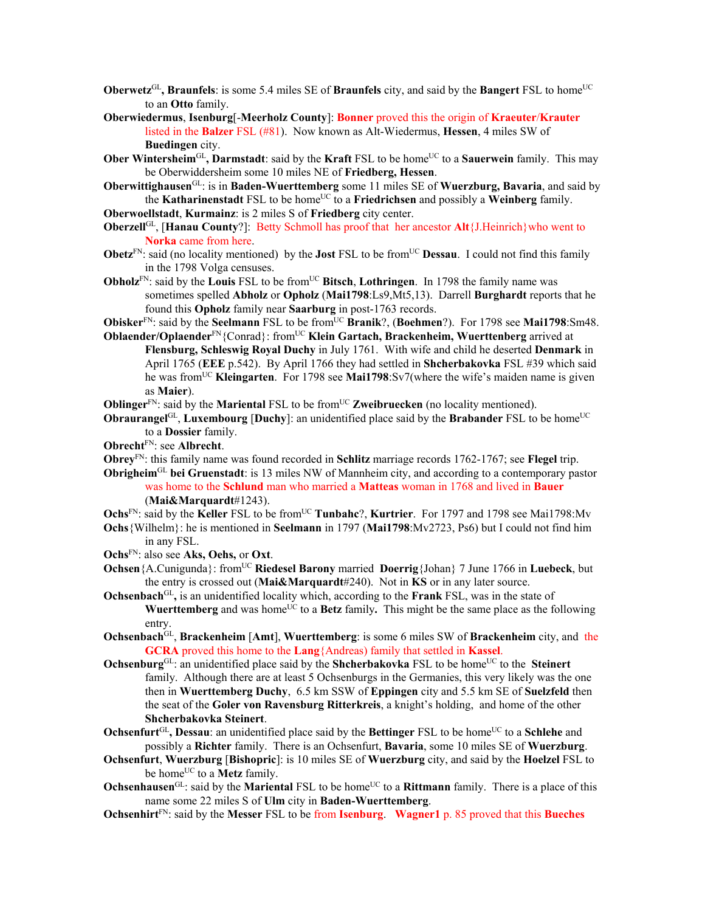**Oberwetz**[GL]**, Braunfels**: is some 5.4 miles SE of **Braunfels** city, and said by the **Bangert** FSL to home[UC] to an **Otto** family.

**Oberwiedermus**, **Isenburg**[-**Meerholz County**]: **Bonner** proved this the origin of **Kraeuter**/**Krauter** listed in the **Balzer** FSL (#81). Now known as Alt-Wiedermus, **Hessen**, 4 miles SW of **Buedingen** city.

**Ober Wintersheim**[GL]**, Darmstadt**: said by the **Kraft** FSL to be home[UC] to a **Sauerwein** family. This may be Oberwiddersheim some 10 miles NE of **Friedberg, Hessen**.

**Oberwittighausen**[GL]: is in **Baden-Wuerttemberg** some 11 miles SE of **Wuerzburg, Bavaria**, and said by the **Katharinenstadt** FSL to be home[UC] to a **Friedrichsen** and possibly a **Weinberg** family.

**Oberwoellstadt**, **Kurmainz**: is 2 miles S of **Friedberg** city center.

**Oberzell**[GL], [**Hanau County**?]: Betty Schmoll has proof that her ancestor **Alt**{J.Heinrich}who went to **Norka** came from here.

**Obetz**[FN]: said (no locality mentioned) by the **Jost** FSL to be from[UC] **Dessau**. I could not find this family in the 1798 Volga censuses.

**Obholz**[FN]: said by the **Louis** FSL to be from[UC] **Bitsch**, **Lothringen**. In 1798 the family name was sometimes spelled **Abholz** or **Opholz** (**Mai1798**:Ls9,Mt5,13). Darrell **Burghardt** reports that he found this **Opholz** family near **Saarburg** in post-1763 records.

**Obisker**[FN]: said by the **Seelmann** FSL to be from[UC] **Branik**?, (**Boehmen**?). For 1798 see **Mai1798**:Sm48.

**Oblaender/Oplaender**[FN]{Conrad}: from[UC] **Klein Gartach, Brackenheim, Wuerttenberg** arrived at **Flensburg, Schleswig Royal Duchy** in July 1761. With wife and child he deserted **Denmark** in April 1765 (**EEE** p.542). By April 1766 they had settled in **Shcherbakovka** FSL #39 which said he was from[UC] **Kleingarten**. For 1798 see **Mai1798**:Sv7(where the wife's maiden name is given as **Maier**).

**Oblinger**[FN]: said by the **Mariental** FSL to be from[UC] **Zweibruecken** (no locality mentioned).

**Obraurangel**[GL], **Luxembourg** [**Duchy**]: an unidentified place said by the **Brabander** FSL to be home[UC] to a **Dossier** family.

**Obrecht**[FN]: see **Albrecht**.

**Obrey**[FN]: this family name was found recorded in **Schlitz** marriage records 1762-1767; see **Flegel** trip.

**Obrigheim**[GL] **bei Gruenstadt**: is 13 miles NW of Mannheim city, and according to a contemporary pastor was home to the **Schlund** man who married a **Matteas** woman in 1768 and lived in **Bauer** (**Mai&Marquardt**#1243).

**Ochs**[FN]: said by the **Keller** FSL to be from[UC] **Tunbahc**?, **Kurtrier**. For 1797 and 1798 see Mai1798:Mv

**Ochs**{Wilhelm}: he is mentioned in **Seelmann** in 1797 (**Mai1798**:Mv2723, Ps6) but I could not find him in any FSL.

**Ochs**[FN]: also see **Aks, Oehs,** or **Oxt**.

**Ochsen**{A.Cunigunda}: from[UC] **Riedesel Barony** married **Doerrig**{Johan} 7 June 1766 in **Luebeck**, but the entry is crossed out (**Mai&Marquardt**#240). Not in **KS** or in any later source.

**Ochsenbach**[GL]**,** is an unidentified locality which, according to the **Frank** FSL, was in the state of **Wuerttemberg** and was home[UC] to a **Betz** family**.** This might be the same place as the following entry.

**Ochsenbach**[GL], **Brackenheim** [**Amt**], **Wuerttemberg**: is some 6 miles SW of **Brackenheim** city, and the **GCRA** proved this home to the **Lang**{Andreas) family that settled in **Kassel**.

**Ochsenburg**[GL]: an unidentified place said by the **Shcherbakovka** FSL to be home[UC] to the **Steinert** family. Although there are at least 5 Ochsenburgs in the Germanies, this very likely was the one then in **Wuerttemberg Duchy**, 6.5 km SSW of **Eppingen** city and 5.5 km SE of **Suelzfeld** then the seat of the **Goler von Ravensburg Ritterkreis**, a knight's holding, and home of the other **Shcherbakovka Steinert**.

**Ochsenfurt**[GL]**, Dessau**: an unidentified place said by the **Bettinger** FSL to be home[UC] to a **Schlehe** and possibly a **Richter** family. There is an Ochsenfurt, **Bavaria**, some 10 miles SE of **Wuerzburg**.

**Ochsenfurt**, **Wuerzburg** [**Bishopric**]: is 10 miles SE of **Wuerzburg** city, and said by the **Hoelzel** FSL to be home[UC] to a **Metz** family.

**Ochsenhausen**[GL]: said by the **Mariental** FSL to be home[UC] to a **Rittmann** family. There is a place of this name some 22 miles S of **Ulm** city in **Baden-Wuerttemberg**.

**Ochsenhirt**[FN]: said by the **Messer** FSL to be from **Isenburg**. **Wagner1** p. 85 proved that this **Bueches**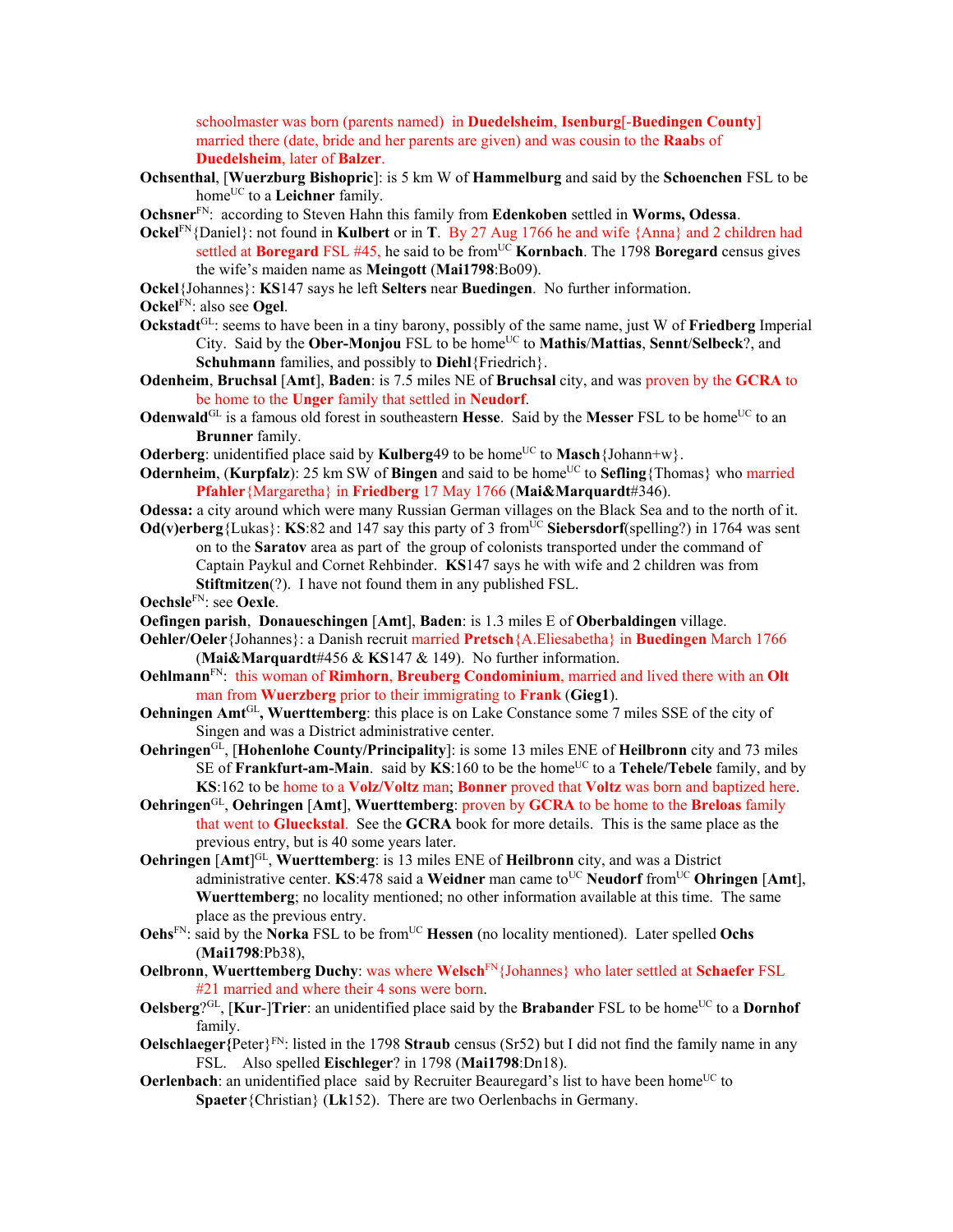schoolmaster was born (parents named) in **Duedelsheim**, **Isenburg**[-**Buedingen County**] married there (date, bride and her parents are given) and was cousin to the **Raab**s of **Duedelsheim**, later of **Balzer**.

**Ochsenthal**, [**Wuerzburg Bishopric**]: is 5 km W of **Hammelburg** and said by the **Schoenchen** FSL to be home[UC] to a **Leichner** family.

**Ochsner**[FN]: according to Steven Hahn this family from **Edenkoben** settled in **Worms, Odessa**.

**Ockel**[FN]{Daniel}: not found in **Kulbert** or in **T**. By 27 Aug 1766 he and wife {Anna} and 2 children had settled at **Boregard** FSL #45, he said to be from[UC] **Kornbach**. The 1798 **Boregard** census gives the wife's maiden name as **Meingott** (**Mai1798**:Bo09).

**Ockel**{Johannes}: **KS**147 says he left **Selters** near **Buedingen**. No further information.

**Ockel**[FN]: also see **Ogel**.

**Ockstadt**[GL]: seems to have been in a tiny barony, possibly of the same name, just W of **Friedberg** Imperial City. Said by the **Ober-Monjou** FSL to be home[UC] to **Mathis**/**Mattias**, **Sennt**/**Selbeck**?, and **Schuhmann** families, and possibly to **Diehl**{Friedrich}.

**Odenheim**, **Bruchsal** [**Amt**], **Baden**: is 7.5 miles NE of **Bruchsal** city, and was proven by the **GCRA** to be home to the **Unger** family that settled in **Neudorf**.

**Odenwald**[GL] is a famous old forest in southeastern **Hesse**. Said by the **Messer** FSL to be home[UC] to an **Brunner** family.

**Oderberg**: unidentified place said by **Kulberg**49 to be home[UC] to **Masch**{Johann+w}.

**Odernheim**, (**Kurpfalz**): 25 km SW of **Bingen** and said to be home[UC] to **Sefling**{Thomas} who married **Pfahler**{Margaretha} in **Friedberg** 17 May 1766 (**Mai&Marquardt**#346).

**Odessa:** a city around which were many Russian German villages on the Black Sea and to the north of it.

**Od(v)erberg**{Lukas}: **KS**:82 and 147 say this party of 3 from[UC] **Siebersdorf**(spelling?) in 1764 was sent on to the **Saratov** area as part of the group of colonists transported under the command of Captain Paykul and Cornet Rehbinder. **KS**147 says he with wife and 2 children was from **Stiftmitzen**(?). I have not found them in any published FSL.

**Oechsle**[FN]: see **Oexle**.

**Oefingen parish**, **Donaueschingen** [**Amt**], **Baden**: is 1.3 miles E of **Oberbaldingen** village.

**Oehler/Oeler**{Johannes}: a Danish recruit married **Pretsch**{A.Eliesabetha} in **Buedingen** March 1766 (**Mai&Marquardt**#456 & **KS**147 & 149). No further information.

**Oehlmann**[FN]: this woman of **Rimhorn**, **Breuberg Condominium**, married and lived there with an **Olt** man from **Wuerzberg** prior to their immigrating to **Frank** (**Gieg1**).

**Oehningen Amt**[GL], **Wuerttemberg**: this place is on Lake Constance some 7 miles SSE of the city of Singen and was a District administrative center.

**Oehringen**[GL], [**Hohenlohe County/Principality**]: is some 13 miles ENE of **Heilbronn** city and 73 miles SE of **Frankfurt-am-Main**. said by **KS**:160 to be the home[UC] to a **Tehele/Tebele** family, and by **KS**:162 to be home to a **Volz/Voltz** man; **Bonner** proved that **Voltz** was born and baptized here.

**Oehringen**[GL], **Oehringen** [**Amt**], **Wuerttemberg**: proven by **GCRA** to be home to the **Breloas** family that went to **Glueckstal**. See the **GCRA** book for more details. This is the same place as the previous entry, but is 40 some years later.

**Oehringen** [**Amt**][GL], **Wuerttemberg**: is 13 miles ENE of **Heilbronn** city, and was a District administrative center. **KS**:478 said a **Weidner** man came to[UC] **Neudorf** from[UC] **Ohringen** [**Amt**], **Wuerttemberg**; no locality mentioned; no other information available at this time. The same place as the previous entry.

**Oehs**[FN]: said by the **Norka** FSL to be from[UC] **Hessen** (no locality mentioned). Later spelled **Ochs** (**Mai1798**:Pb38),

**Oelbronn**, **Wuerttemberg Duchy**: was where **Welsch**[FN]{Johannes} who later settled at **Schaefer** FSL #21 married and where their 4 sons were born.

**Oelsberg**?[GL], [**Kur**-]**Trier**: an unidentified place said by the **Brabander** FSL to be home[UC] to a **Dornhof** family.

**Oelschlaeger{**Peter}[FN]: listed in the 1798 **Straub** census (Sr52) but I did not find the family name in any FSL. Also spelled **Eischleger**? in 1798 (**Mai1798**:Dn18).

**Oerlenbach**: an unidentified place said by Recruiter Beauregard's list to have been home[UC] to **Spaeter**{Christian} (**Lk**152). There are two Oerlenbachs in Germany.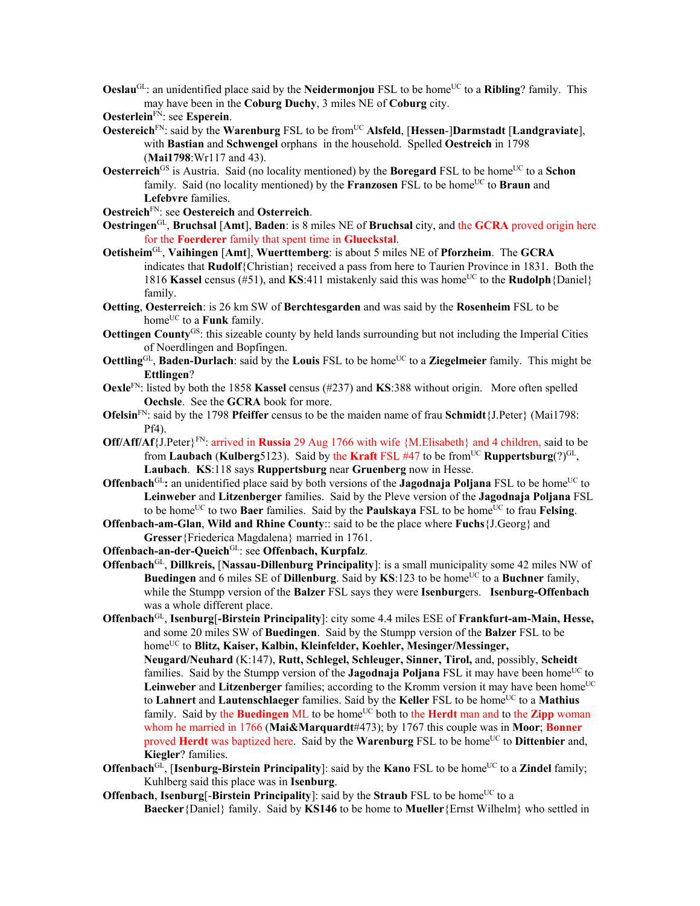**Oeslau**[GL]: an unidentified place said by the **Neidermonjou** FSL to be home[UC] to a **Ribling**? family. This may have been in the **Coburg Duchy**, 3 miles NE of **Coburg** city.

**Oesterlein**[FN]: see **Esperein**.

**Oestereich**[FN]: said by the **Warenburg** FSL to be from[UC] **Alsfeld**, [**Hessen**-]**Darmstadt** [**Landgraviate**], with **Bastian** and **Schwengel** orphans in the household. Spelled **Oestreich** in 1798 (**Mai1798**:Wr117 and 43).

**Oesterreich**[GS] is Austria. Said (no locality mentioned) by the **Boregard** FSL to be home[UC] to a **Schon** family. Said (no locality mentioned) by the **Franzosen** FSL to be home[UC] to **Braun** and **Lefebvre** families.

**Oestreich**[FN]: see **Oestereich** and **Osterreich**.

**Oestringen**[GL], **Bruchsal** [**Amt**], **Baden**: is 8 miles NE of **Bruchsal** city, and the **GCRA** proved origin here for the **Foerderer** family that spent time in **Glueckstal**.

**Oetisheim**[GL], **Vaihingen** [**Amt**], **Wuerttemberg**: is about 5 miles NE of **Pforzheim**. The **GCRA** indicates that **Rudolf**{Christian} received a pass from here to Taurien Province in 1831. Both the 1816 **Kassel** census (#51), and **KS**:411 mistakenly said this was home[UC] to the **Rudolph**{Daniel} family.

**Oetting**, **Oesterreich**: is 26 km SW of **Berchtesgarden** and was said by the **Rosenheim** FSL to be home[UC] to a **Funk** family.

**Oettingen County**[GS]: this sizeable county by held lands surrounding but not including the Imperial Cities of Noerdlingen and Bopfingen.

**Oettling**[GL], **Baden-Durlach**: said by the **Louis** FSL to be home[UC] to a **Ziegelmeier** family. This might be **Ettlingen**?

**Oexle**[FN]: listed by both the 1858 **Kassel** census (#237) and **KS**:388 without origin. More often spelled **Oechsle**. See the **GCRA** book for more.

**Ofelsin**[FN]: said by the 1798 **Pfeiffer** census to be the maiden name of frau **Schmidt**{J.Peter} (Mai1798: Pf4).

**Off/Aff/Af**{J.Peter}[FN]: arrived in **Russia** 29 Aug 1766 with wife {M.Elisabeth} and 4 children, said to be from **Laubach** (**Kulberg**5123). Said by the **Kraft** FSL #47 to be from[UC] **Ruppertsburg**(?)[GL], **Laubach**. **KS**:118 says **Ruppertsburg** near **Gruenberg** now in Hesse.

**Offenbach**[GL]**:** an unidentified place said by both versions of the **Jagodnaja Poljana** FSL to be home[UC] to **Leinweber** and **Litzenberger** families. Said by the Pleve version of the **Jagodnaja Poljana** FSL to be home[UC] to two **Baer** families. Said by the **Paulskaya** FSL to be home[UC] to frau **Felsing**.

**Offenbach-am-Glan**, **Wild and Rhine County**:: said to be the place where **Fuchs**{J.Georg} and **Gresser**{Friederica Magdalena} married in 1761.

**Offenbach-an-der-Queich**[GL]: see **Offenbach, Kurpfalz**.

**Offenbach**[GL], **Dillkreis,** [**Nassau-Dillenburg Principality**]: is a small municipality some 42 miles NW of **Buedingen** and 6 miles SE of **Dillenburg**. Said by **KS**:123 to be home[UC] to a **Buchner** family, while the Stumpp version of the **Balzer** FSL says they were **Isenburg**ers. **Isenburg-Offenbach** was a whole different place.

**Offenbach**[GL], **Isenburg**[-**Birstein Principality**]: city some 4.4 miles ESE of **Frankfurt-am-Main, Hesse,** and some 20 miles SW of **Buedingen**. Said by the Stumpp version of the **Balzer** FSL to be home[UC] to **Blitz, Kaiser, Kalbin, Kleinfelder, Koehler, Mesinger/Messinger, Neugard/Neuhard** (K:147), **Rutt, Schlegel, Schleuger, Sinner, Tirol,** and, possibly, **Scheidt** families. Said by the Stumpp version of the **Jagodnaja Poljana** FSL it may have been home[UC] to **Leinweber** and **Litzenberger** families; according to the Kromm version it may have been home[UC] to **Lahnert** and **Lautenschlaeger** families. Said by the **Keller** FSL to be home[UC] to a **Mathius** family. Said by the **Buedingen** ML to be home[UC] both to the **Herdt** man and to the **Zipp** woman whom he married in 1766 (**Mai&Marquardt**#473); by 1767 this couple was in **Moor**; **Bonner** proved **Herdt** was baptized here. Said by the **Warenburg** FSL to be home[UC] to **Dittenbier** and, **Kiegler**? families.

**Offenbach**[GL], [**Isenburg-Birstein Principality**]: said by the **Kano** FSL to be home[UC] to a **Zindel** family; Kuhlberg said this place was in **Isenburg**.

**Offenbach**, **Isenburg**[-**Birstein Principality**]: said by the **Straub** FSL to be home[UC] to a **Baecker**{Daniel} family. Said by **KS146** to be home to **Mueller**{Ernst Wilhelm} who settled in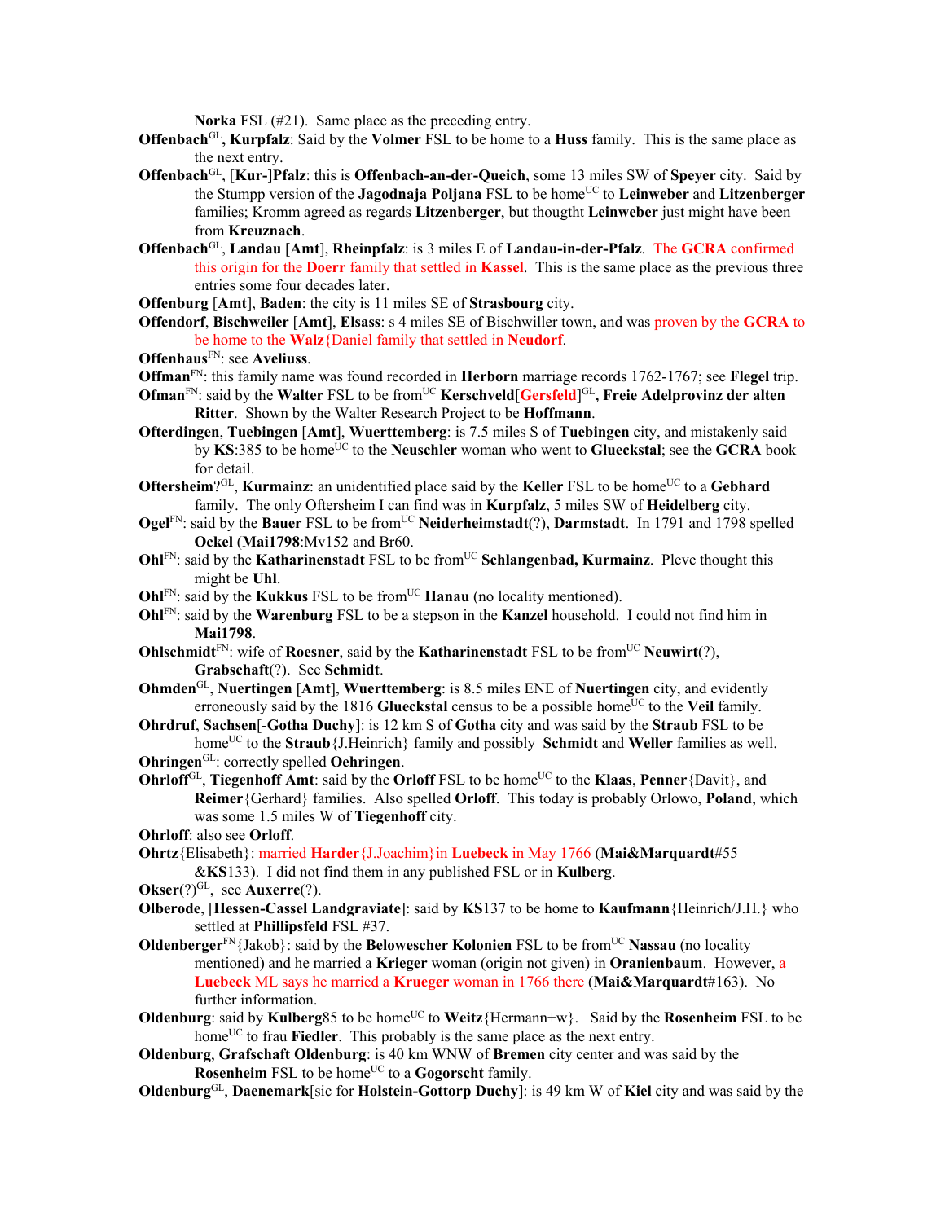**Norka** FSL (#21). Same place as the preceding entry.

**Offenbach**[GL]**, Kurpfalz**: Said by the **Volmer** FSL to be home to a **Huss** family. This is the same place as the next entry.

**Offenbach**[GL], [**Kur-**]**Pfalz**: this is **Offenbach-an-der-Queich**, some 13 miles SW of **Speyer** city. Said by the Stumpp version of the **Jagodnaja Poljana** FSL to be home[UC] to **Leinweber** and **Litzenberger** families; Kromm agreed as regards **Litzenberger**, but thougtht **Leinweber** just might have been from **Kreuznach**.

**Offenbach**[GL], **Landau** [**Amt**], **Rheinpfalz**: is 3 miles E of **Landau-in-der-Pfalz**. The **GCRA** confirmed this origin for the **Doerr** family that settled in **Kassel**. This is the same place as the previous three entries some four decades later.

**Offenburg** [**Amt**], **Baden**: the city is 11 miles SE of **Strasbourg** city.

**Offendorf**, **Bischweiler** [**Amt**], **Elsass**: s 4 miles SE of Bischwiller town, and was proven by the **GCRA** to be home to the **Walz**{Daniel family that settled in **Neudorf**.

**Offenhaus**[FN]: see **Aveliuss**.

**Offman**[FN]: this family name was found recorded in **Herborn** marriage records 1762-1767; see **Flegel** trip.

**Ofman**[FN]: said by the **Walter** FSL to be from[UC] **Kerschveld**[**Gersfeld**][GL]**, Freie Adelprovinz der alten Ritter**. Shown by the Walter Research Project to be **Hoffmann**.

**Ofterdingen**, **Tuebingen** [**Amt**], **Wuerttemberg**: is 7.5 miles S of **Tuebingen** city, and mistakenly said by **KS**:385 to be home[UC] to the **Neuschler** woman who went to **Glueckstal**; see the **GCRA** book for detail.

**Oftersheim**?[GL], **Kurmainz**: an unidentified place said by the **Keller** FSL to be home[UC] to a **Gebhard** family. The only Oftersheim I can find was in **Kurpfalz**, 5 miles SW of **Heidelberg** city.

**Ogel**[FN]: said by the **Bauer** FSL to be from[UC] **Neiderheimstadt**(?), **Darmstadt**. In 1791 and 1798 spelled **Ockel** (**Mai1798**:Mv152 and Br60.

**Ohl**[FN]: said by the **Katharinenstadt** FSL to be from[UC] **Schlangenbad, Kurmainz**. Pleve thought this might be **Uhl**.

**Ohl**[FN]: said by the **Kukkus** FSL to be from[UC] **Hanau** (no locality mentioned).

**Ohl**[FN]: said by the **Warenburg** FSL to be a stepson in the **Kanzel** household. I could not find him in **Mai1798**.

**Ohlschmidt**[FN]: wife of **Roesner**, said by the **Katharinenstadt** FSL to be from[UC] **Neuwirt**(?), **Grabschaft**(?). See **Schmidt**.

**Ohmden**[GL], **Nuertingen** [**Amt**], **Wuerttemberg**: is 8.5 miles ENE of **Nuertingen** city, and evidently erroneously said by the 1816 **Glueckstal** census to be a possible home[UC] to the **Veil** family.

**Ohrdruf**, **Sachsen**[-**Gotha Duchy**]: is 12 km S of **Gotha** city and was said by the **Straub** FSL to be home[UC] to the **Straub**{J.Heinrich} family and possibly **Schmidt** and **Weller** families as well.

**Ohringen**[GL]: correctly spelled **Oehringen**.

**Ohrloff**[GL], **Tiegenhoff Amt**: said by the **Orloff** FSL to be home[UC] to the **Klaas**, **Penner**{Davit}, and **Reimer**{Gerhard} families. Also spelled **Orloff**. This today is probably Orlowo, **Poland**, which was some 1.5 miles W of **Tiegenhoff** city.

**Ohrloff**: also see **Orloff**.

**Ohrtz**{Elisabeth}: married **Harder**{J.Joachim}in **Luebeck** in May 1766 (**Mai&Marquardt**#55 &**KS**133). I did not find them in any published FSL or in **Kulberg**.

**Okser**(?)[GL], see **Auxerre**(?).

**Olberode**, [**Hessen-Cassel Landgraviate**]: said by **KS**137 to be home to **Kaufmann**{Heinrich/J.H.} who settled at **Phillipsfeld** FSL #37.

**Oldenberger**[FN]{Jakob}: said by the **Belowescher Kolonien** FSL to be from[UC] **Nassau** (no locality mentioned) and he married a **Krieger** woman (origin not given) in **Oranienbaum**. However, a **Luebeck** ML says he married a **Krueger** woman in 1766 there (**Mai&Marquardt**#163). No further information.

**Oldenburg**: said by **Kulberg**85 to be home[UC] to **Weitz**{Hermann+w}. Said by the **Rosenheim** FSL to be home[UC] to frau **Fiedler**. This probably is the same place as the next entry.

**Oldenburg**, **Grafschaft Oldenburg**: is 40 km WNW of **Bremen** city center and was said by the **Rosenheim** FSL to be home[UC] to a **Gogorscht** family.

**Oldenburg**[GL], **Daenemark**[sic for **Holstein-Gottorp Duchy**]: is 49 km W of **Kiel** city and was said by the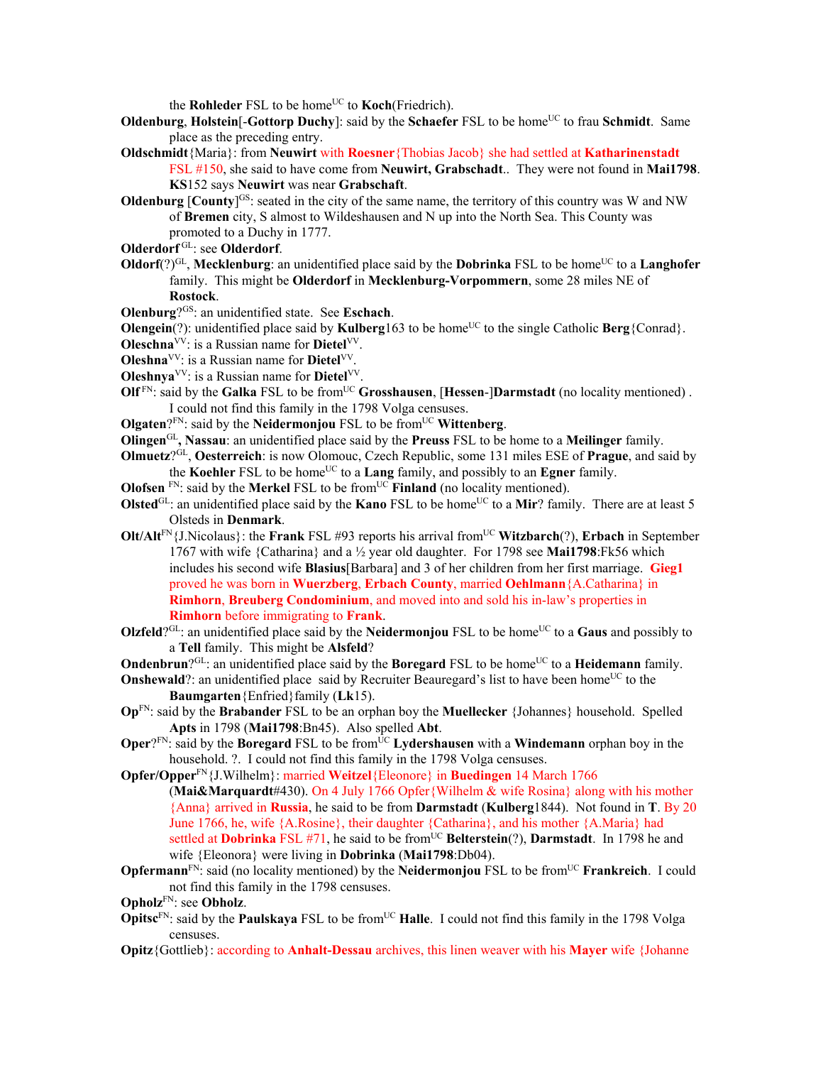the **Rohleder** FSL to be home[UC] to **Koch**(Friedrich).

**Oldenburg**, **Holstein**[-**Gottorp Duchy**]: said by the **Schaefer** FSL to be home[UC] to frau **Schmidt**. Same place as the preceding entry.

**Oldschmidt**{Maria}: from **Neuwirt** with **Roesner**{Thobias Jacob} she had settled at **Katharinenstadt** FSL #150, she said to have come from **Neuwirt, Grabschadt**.. They were not found in **Mai1798**. **KS**152 says **Neuwirt** was near **Grabschaft**.

**Oldenburg** [**County**][GS]: seated in the city of the same name, the territory of this country was W and NW of **Bremen** city, S almost to Wildeshausen and N up into the North Sea. This County was promoted to a Duchy in 1777.

**Olderdorf**[GL]: see **Olderdorf**.

**Oldorf**(?)[GL], **Mecklenburg**: an unidentified place said by the **Dobrinka** FSL to be home[UC] to a **Langhofer** family. This might be **Olderdorf** in **Mecklenburg-Vorpommern**, some 28 miles NE of **Rostock**.

**Olenburg**?[GS]: an unidentified state. See **Eschach**.

**Olengein**(?): unidentified place said by **Kulberg**163 to be home[UC] to the single Catholic **Berg**{Conrad}.

**Oleschna**[VV]: is a Russian name for **Dietel**[VV].

**Oleshna**[VV]: is a Russian name for **Dietel**[VV].

**Oleshnya**[VV]: is a Russian name for **Dietel**[VV].

**Olf**[FN]: said by the **Galka** FSL to be from[UC] **Grosshausen**, [**Hessen**-]**Darmstadt** (no locality mentioned) . I could not find this family in the 1798 Volga censuses.

**Olgaten**?[FN]: said by the **Neidermonjou** FSL to be from[UC] **Wittenberg**.

**Olingen**[GL], **Nassau**: an unidentified place said by the **Preuss** FSL to be home to a **Meilinger** family.

**Olmuetz**?[GL], **Oesterreich**: is now Olomouc, Czech Republic, some 131 miles ESE of **Prague**, and said by the **Koehler** FSL to be home[UC] to a **Lang** family, and possibly to an **Egner** family.

**Olofsen** [FN]: said by the **Merkel** FSL to be from[UC] **Finland** (no locality mentioned).

**Olsted**[GL]: an unidentified place said by the **Kano** FSL to be home[UC] to a **Mir**? family. There are at least 5 Olsteds in **Denmark**.

**Olt/Alt**[FN]{J.Nicolaus}: the **Frank** FSL #93 reports his arrival from[UC] **Witzbarch**(?), **Erbach** in September 1767 with wife {Catharina} and a ½ year old daughter. For 1798 see **Mai1798**:Fk56 which includes his second wife **Blasius**[Barbara] and 3 of her children from her first marriage. **Gieg1** proved he was born in **Wuerzberg**, **Erbach County**, married **Oehlmann**{A.Catharina} in **Rimhorn**, **Breuberg Condominium**, and moved into and sold his in-law's properties in **Rimhorn** before immigrating to **Frank**.

**Olzfeld**?[GL]: an unidentified place said by the **Neidermonjou** FSL to be home[UC] to a **Gaus** and possibly to a **Tell** family. This might be **Alsfeld**?

**Ondenbrun**?[GL]: an unidentified place said by the **Boregard** FSL to be home[UC] to a **Heidemann** family.

**Onshewald**?: an unidentified place said by Recruiter Beauregard's list to have been home[UC] to the **Baumgarten**{Enfried}family (**Lk**15).

**Op**[FN]: said by the **Brabander** FSL to be an orphan boy the **Muellecker** {Johannes} household. Spelled **Apts** in 1798 (**Mai1798**:Bn45). Also spelled **Abt**.

**Oper**?[FN]: said by the **Boregard** FSL to be from[UC] **Lydershausen** with a **Windemann** orphan boy in the household. ?. I could not find this family in the 1798 Volga censuses.

**Opfer/Opper**[FN]{J.Wilhelm}: married **Weitzel**{Eleonore} in **Buedingen** 14 March 1766 (**Mai&Marquardt**#430). On 4 July 1766 Opfer{Wilhelm & wife Rosina} along with his mother {Anna} arrived in **Russia**, he said to be from **Darmstadt** (**Kulberg**1844). Not found in **T**. By 20 June 1766, he, wife {A.Rosine}, their daughter {Catharina}, and his mother {A.Maria} had settled at **Dobrinka** FSL #71, he said to be from[UC] **Belterstein**(?), **Darmstadt**. In 1798 he and wife {Eleonora} were living in **Dobrinka** (**Mai1798**:Db04).

**Opfermann**[FN]: said (no locality mentioned) by the **Neidermonjou** FSL to be from[UC] **Frankreich**. I could not find this family in the 1798 censuses.

**Opholz**[FN]: see **Obholz**.

**Opitsc**[FN]: said by the **Paulskaya** FSL to be from[UC] **Halle**. I could not find this family in the 1798 Volga censuses.

**Opitz**{Gottlieb}: according to **Anhalt-Dessau** archives, this linen weaver with his **Mayer** wife {Johanne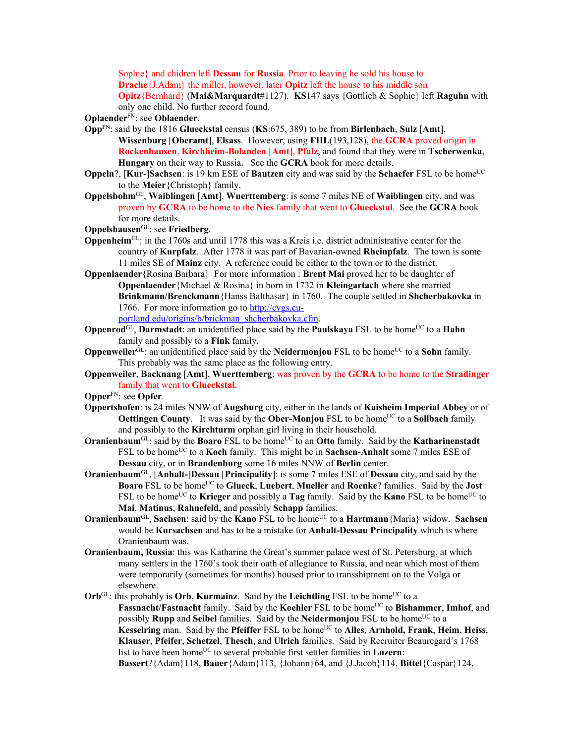Sophie} and chidren left **Dessau** for **Russia**. Prior to leaving he sold his house to **Drache**{J.Adam} the miller, however, later **Opitz** left the house to his middle son **Opitz**{Bernhard} (**Mai&Marquardt**#1127). **KS**147 says {Gottlieb & Sophie} left **Raguhn** with only one child. No further record found.

**Oplaender**[FN]: see **Oblaender**.

**Opp**[FN]: said by the 1816 **Glueckstal** census (**KS**:675, 389) to be from **Birlenbach**, **Sulz** [**Amt**], **Wissenburg** [**Oberamt**], **Elsass**. However, using **FHL**(193,128), the **GCRA** proved origin in **Rockenhausen**, **Kirchheim-Bolanden** [**Amt**], **Pfalz**, and found that they were in **Tscherwenka**, **Hungary** on their way to Russia. See the **GCRA** book for more details.

**Oppeln**?, [**Kur**-]**Sachsen**: is 19 km ESE of **Bautzen** city and was said by the **Schaefer** FSL to be home[UC] to the **Meier**{Christoph} family.

**Oppelsbohm**[GL], **Waiblingen** [**Amt**], **Wuerttemberg**: is some 7 miles NE of **Waiblingen** city, and was proven by **GCRA** to be home to the **Nies** family that went to **Glueckstal**. See the **GCRA** book for more details.

**Oppelshausen**[GL]: see **Friedberg**.

**Oppenheim**[GL]: in the 1760s and until 1778 this was a Kreis i.e. district administrative center for the country of **Kurpfalz**. After 1778 it was part of Bavarian-owned **Rheinpfalz**. The town is some 11 miles SE of **Mainz** city. A reference could be either to the town or to the district.

**Oppenlaender**{Rosina Barbara} For more information : **Brent Mai** proved her to be daughter of **Oppenlaender**{Michael & Rosina} in born in 1732 in **Kleingartach** where she married **Brinkmann/Brenckmann**{Hanss Balthasar} in 1760. The couple settled in **Shcherbakovka** in 1766. For more information go to http://cvgs.cu-portland.edu/origins/b/brickman_shcherbakovka.cfm.

**Oppenrod**[GL], **Darmstadt**: an unidentified place said by the **Paulskaya** FSL to be home[UC] to a **Hahn** family and possibly to a **Fink** family.

**Oppenweiler**[GL]: an unidentified place said by the **Neidermonjou** FSL to be home[UC] to a **Sohn** family. This probably was the same place as the following entry.

**Oppenweiler**, **Backnang** [**Amt**], **Wuerttemberg**: was proven by the **GCRA** to be home to the **Stradinger** family that went to **Glueckstal**.

**Opper**[FN]: see **Opfer**.

**Oppertshofen**: is 24 miles NNW of **Augsburg** city, either in the lands of **Kaisheim Imperial Abbey** or of **Oettingen County**. It was said by the **Ober-Monjou** FSL to be home[UC] to a **Sollbach** family and possibly to the **Kirchturm** orphan girl living in their household.

**Oranienbaum**[GL]: said by the **Boaro** FSL to be home[UC] to an **Otto** family. Said by the **Katharinenstadt** FSL to be home[UC] to a **Koch** family. This might be in **Sachsen-Anhalt** some 7 miles ESE of **Dessau** city, or in **Brandenburg** some 16 miles NNW of **Berlin** center.

**Oranienbaum**[GL], [**Anhalt-**]**Dessau** [**Principality**]: is some 7 miles ESE of **Dessau** city, and said by the **Boaro** FSL to be home[UC] to **Glueck**, **Luebert**, **Mueller** and **Roenke**? families. Said by the **Jost** FSL to be home[UC] to **Krieger** and possibly a **Tag** family. Said by the **Kano** FSL to be home[UC] to **Mai**, **Matinus**, **Rahnefeld**, and possibly **Schapp** families.

**Oranienbaum**[GL], **Sachsen**: said by the **Kano** FSL to be home[UC] to a **Hartmann**{Maria} widow. **Sachsen** would be **Kursachsen** and has to be a mistake for **Anhalt-Dessau Principality** which is where Oranienbaum was.

**Oranienbaum, Russia**: this was Katharine the Great's summer palace west of St. Petersburg, at which many settlers in the 1760's took their oath of allegiance to Russia, and near which most of them were temporarily (sometimes for months) housed prior to transshipment on to the Volga or elsewhere.

**Orb**[GL]: this probably is **Orb**, **Kurmainz**. Said by the **Leichtling** FSL to be home[UC] to a **Fassnacht/Fastnacht** family. Said by the **Koehler** FSL to be home[UC] to **Bishammer**, **Imhof**, and possibly **Rupp** and **Seibel** families. Said by the **Neidermonjou** FSL to be home[UC] to a **Kesselring** man. Said by the **Pfeiffer** FSL to be home[UC] to **Alles**, **Arnhold, Frank**, **Heim**, **Heiss**, **Klauser**, **Pfeifer**, **Schetzel**, **Thesch**, and **Ulrich** families. Said by Recruiter Beauregard's 1768 list to have been home[UC] to several probable first settler families in **Luzern**: **Bassert**?{Adam}118, **Bauer**{Adam}113, {Johann}64, and {J.Jacob}114, **Bittel**{Caspar}124,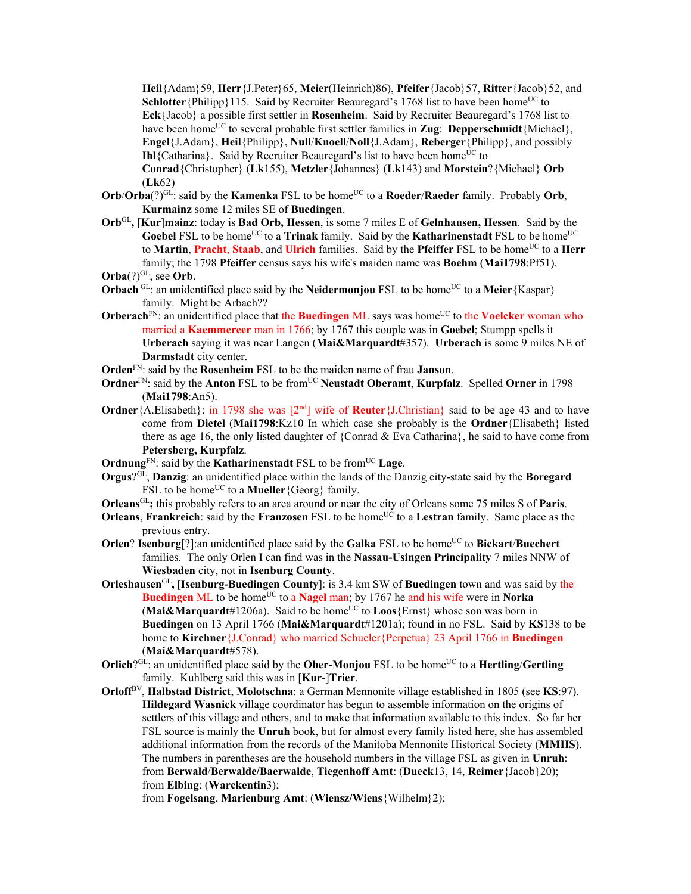**Heil**{Adam}59, **Herr**{J.Peter}65, **Meier**(Heinrich)86), **Pfeifer**{Jacob}57, **Ritter**{Jacob}52, and **Schlotter**{Philipp}115. Said by Recruiter Beauregard's 1768 list to have been home[UC] to **Eck**{Jacob} a possible first settler in **Rosenheim**. Said by Recruiter Beauregard's 1768 list to have been home[UC] to several probable first settler families in **Zug**: **Depperschmidt**{Michael}, **Engel**{J.Adam}, **Heil**{Philipp}, **Null**/**Knoell**/**Noll**{J.Adam}, **Reberger**{Philipp}, and possibly **Ihl**{Catharina}. Said by Recruiter Beauregard's list to have been home[UC] to **Conrad**{Christopher} (**Lk**155), **Metzler**{Johannes} (**Lk**143) and **Morstein**?{Michael} **Orb** (**Lk**62)

**Orb**/**Orba**(?)[GL]: said by the **Kamenka** FSL to be home[UC] to a **Roeder**/**Raeder** family. Probably **Orb**, **Kurmainz** some 12 miles SE of **Buedingen**.

**Orb**[GL]**,** [**Kur**]**mainz**: today is **Bad Orb, Hessen**, is some 7 miles E of **Gelnhausen, Hessen**. Said by the **Goebel** FSL to be home[UC] to a **Trinak** family. Said by the **Katharinenstadt** FSL to be home[UC] to **Martin**, **Pracht**, **Staab**, and **Ulrich** families. Said by the **Pfeiffer** FSL to be home[UC] to a **Herr** family; the 1798 **Pfeiffer** census says his wife's maiden name was **Boehm** (**Mai1798**:Pf51).

**Orba**(?)[GL], see **Orb**.

**Orbach** [GL]: an unidentified place said by the **Neidermonjou** FSL to be home[UC] to a **Meier**{Kaspar} family. Might be Arbach??

**Orberach**[FN]: an unidentified place that the **Buedingen** ML says was home[UC] to the **Voelcker** woman who married a **Kaemmereer** man in 1766; by 1767 this couple was in **Goebel**; Stumpp spells it **Urberach** saying it was near Langen (**Mai&Marquardt**#357). **Urberach** is some 9 miles NE of **Darmstadt** city center.

**Orden**[FN]: said by the **Rosenheim** FSL to be the maiden name of frau **Janson**.

**Ordner**[FN]: said by the **Anton** FSL to be from[UC] **Neustadt Oberamt**, **Kurpfalz**. Spelled **Orner** in 1798 (**Mai1798**:An5).

**Ordner**{A.Elisabeth}: in 1798 she was [2nd] wife of **Reuter**{J.Christian} said to be age 43 and to have come from **Dietel** (**Mai1798**:Kz10 In which case she probably is the **Ordner**{Elisabeth} listed there as age 16, the only listed daughter of {Conrad & Eva Catharina}, he said to have come from **Petersberg, Kurpfalz**.

**Ordnung**[FN]: said by the **Katharinenstadt** FSL to be from[UC] **Lage**.

**Orgus**?[GL], **Danzig**: an unidentified place within the lands of the Danzig city-state said by the **Boregard** FSL to be home[UC] to a **Mueller**{Georg} family.

**Orleans**[GL]**;** this probably refers to an area around or near the city of Orleans some 75 miles S of **Paris**.

**Orleans**, **Frankreich**: said by the **Franzosen** FSL to be home[UC] to a **Lestran** family. Same place as the previous entry.

**Orlen**? **Isenburg**[?]:an unidentified place said by the **Galka** FSL to be home[UC] to **Bickart**/**Buechert** families. The only Orlen I can find was in the **Nassau-Usingen Principality** 7 miles NNW of **Wiesbaden** city, not in **Isenburg County**.

**Orleshausen**[GL]**,** [**Isenburg-Buedingen County**]: is 3.4 km SW of **Buedingen** town and was said by the **Buedingen** ML to be home[UC] to a **Nagel** man; by 1767 he and his wife were in **Norka** (**Mai&Marquardt**#1206a). Said to be home[UC] to **Loos**{Ernst} whose son was born in **Buedingen** on 13 April 1766 (**Mai&Marquardt**#1201a); found in no FSL. Said by **KS**138 to be home to **Kirchner**{J.Conrad} who married Schueler{Perpetua} 23 April 1766 in **Buedingen** (**Mai&Marquardt**#578).

**Orlich**?[GL]: an unidentified place said by the **Ober-Monjou** FSL to be home[UC] to a **Hertling**/**Gertling** family. Kuhlberg said this was in [**Kur**-]**Trier**.

**Orloff**[BV], **Halbstad District**, **Molotschna**: a German Mennonite village established in 1805 (see **KS**:97). **Hildegard Wasnick** village coordinator has begun to assemble information on the origins of settlers of this village and others, and to make that information available to this index. So far her FSL source is mainly the **Unruh** book, but for almost every family listed here, she has assembled additional information from the records of the Manitoba Mennonite Historical Society (**MMHS**). The numbers in parentheses are the household numbers in the village FSL as given in **Unruh**:
from **Berwald**/**Berwalde**/**Baerwalde**, **Tiegenhoff Amt**: (**Dueck**13, 14, **Reimer**{Jacob}20);
from **Elbing**: (**Warckentin**3);
from **Fogelsang**, **Marienburg Amt**: (**Wiensz/Wiens**{Wilhelm}2);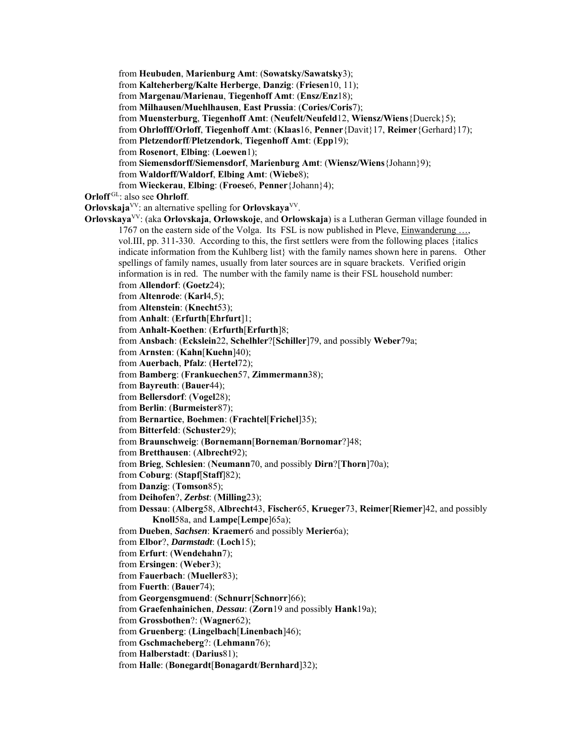from **Heubuden**, **Marienburg Amt**: (**Sowatsky/Sawatsky**3);
from **Kalteherberg/Kalte Herberge**, **Danzig**: (**Friesen**10, 11);
from **Margenau/Marienau**, **Tiegenhoff Amt**: (**Ensz/Enz**18);
from **Milhausen/Muehlhausen**, **East Prussia**: (**Cories/Coris**7);
from **Muensterburg**, **Tiegenhoff Amt**: (**Neufelt/Neufeld**12, **Wiensz/Wiens**{Duerck}5);
from **Ohrlofff/Orloff**, **Tiegenhoff Amt**: (**Klaas**16, **Penner**{Davit}17, **Reimer**{Gerhard}17);
from **Pletzendorff**/**Pletzendork**, **Tiegenhoff Amt**: (**Epp**19);
from **Rosenort**, **Elbing**: (**Loewen**1);
from **Siemensdorff/Siemensdorf**, **Marienburg Amt**: (**Wiensz/Wiens**{Johann}9);
from **Waldorff/Waldorf**, **Elbing Amt**: (**Wiebe**8);
from **Wieckerau**, **Elbing**: (**Froese**6, **Penner**{Johann}4);

**Orloff** GL: also see **Ohrloff**.

**Orlovskaja**VV: an alternative spelling for **Orlovskaya**VV.

**Orlovskaya**VV: (aka **Orlovskaja**, **Orlowskoje**, and **Orlowskaja**) is a Lutheran German village founded in 1767 on the eastern side of the Volga. Its FSL is now published in Pleve, Einwanderung …, vol.III, pp. 311-330. According to this, the first settlers were from the following places {italics indicate information from the Kuhlberg list} with the family names shown here in parens. Other spellings of family names, usually from later sources are in square brackets. Verified origin information is in red. The number with the family name is their FSL household number:
from **Allendorf**: (**Goetz**24);
from **Altenrode**: (**Karl**4,5);
from **Altenstein**: (**Knecht**53);
from **Anhalt**: (**Erfurth**[**Ehrfurt**]1;
from **Anhalt-Koethen**: (**Erfurth**[**Erfurth**]8;
from **Ansbach**: (**Eckslein**22, **Schelhler**?[**Schiller**]79, and possibly **Weber**79a;
from **Arnsten**: (**Kahn**[**Kuehn**]40);
from **Auerbach**, **Pfalz**: (**Hertel**72);
from **Bamberg**: (**Frankuechen**57, **Zimmermann**38);
from **Bayreuth**: (**Bauer**44);
from **Bellersdorf**: (**Vogel**28);
from **Berlin**: (**Burmeister**87);
from **Bernartice**, **Boehmen**: (**Frachtel**[**Frichel**]35);
from **Bitterfeld**: (**Schuster**29);
from **Braunschweig**: (**Bornemann**[**Borneman**/**Bornomar**?]48;
from **Bretthausen**: (**Albrecht**92);
from **Brieg**, **Schlesien**: (**Neumann**70, and possibly **Dirn**?[**Thorn**]70a);
from **Coburg**: (**Stapf**[**Staff**]82);
from **Danzig**: (**Tomson**85);
from **Deihofen**?, ***Zerbst***: (**Milling**23);
from **Dessau**: (**Alberg**58, **Albrecht**43, **Fischer**65, **Krueger**73, **Reimer**[**Riemer**]42, and possibly **Knoll**58a, and **Lampe**[**Lempe**]65a);
from **Dueben**, ***Sachsen***: **Kraemer**6 and possibly **Merier**6a);
from **Elbor**?, ***Darmstadt***: (**Loch**15);
from **Erfurt**: (**Wendehahn**7);
from **Ersingen**: (**Weber**3);
from **Fauerbach**: (**Mueller**83);
from **Fuerth**: (**Bauer**74);
from **Georgensgmuend**: (**Schnurr**[**Schnorr**]66);
from **Graefenhainichen**, ***Dessau***: (**Zorn**19 and possibly **Hank**19a);
from **Grossbothen**?: (**Wagner**62);
from **Gruenberg**: (**Lingelbach**[**Linenbach**]46);
from **Gschmacheberg**?: (**Lehmann**76);
from **Halberstadt**: (**Darius**81);
from **Halle**: (**Bonegardt**[**Bonagardt**/**Bernhard**]32);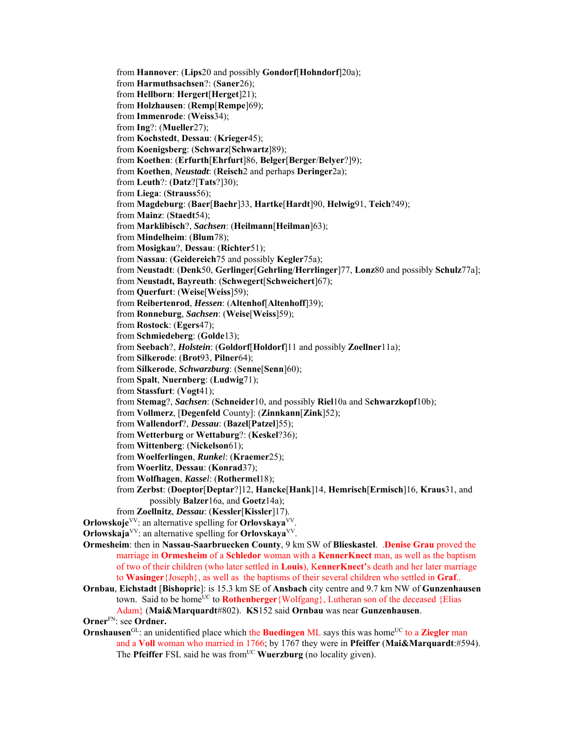from **Hannover**: (**Lips**20 and possibly **Gondorf**[**Hohndorf**]20a);
from **Harmuthsachsen**?: (**Saner**26);
from **Hellborn**: **Hergert**[**Herget**]21);
from **Holzhausen**: (**Remp**[**Rempe**]69);
from **Immenrode**: (**Weiss**34);
from **Ing**?: (**Mueller**27);
from **Kochstedt**, **Dessau**: (**Krieger**45);
from **Koenigsberg**: (**Schwarz**[**Schwartz**]89);
from **Koethen**: (**Erfurth**[**Ehrfurt**]86, **Belger**[**Berger**/**Belyer**?]9);
from **Koethen**, ***Neustadt***: (**Reisch**2 and perhaps **Deringer**2a);
from **Leuth**?: (**Datz**?[**Tats**?]30);
from **Liega**: (**Strauss**56);
from **Magdeburg**: (**Baer**[**Baehr**]33, **Hartke**[**Hardt**]90, **Helwig**91, **Teich**?49);
from **Mainz**: (**Staedt**54);
from **Marklibisch**?, ***Sachsen***: (**Heilmann**[**Heilman**]63);
from **Mindelheim**: (**Blum**78);
from **Mosigkau**?, **Dessau**: (**Richter**51);
from **Nassau**: (**Geidereich**75 and possibly **Kegler**75a);
from **Neustadt**: (**Denk**50, **Gerlinger**[**Gehrling**/**Herrlinger**]77, **Lonz**80 and possibly **Schulz**77a];
from **Neustadt, Bayreuth**: (**Schwegert**[**Schweichert**]67);
from **Querfurt**: (**Weise**[**Weiss**]59);
from **Reibertenrod**, ***Hessen***: (**Altenhof**[**Altenhoff**]39);
from **Ronneburg**, ***Sachsen***: (**Weise**[**Weiss**]59);
from **Rostock**: (**Egers**47);
from **Schmiedeberg**: (**Golde**13);
from **Seebach**?, ***Holstein***: (**Goldorf**[**Holdorf**]11 and possibly **Zoellner**11a);
from **Silkerode**: (**Brot**93, **Pilner**64);
from **Silkerode**, ***Schwarzburg***: (**Senne**[**Senn**]60);
from **Spalt**, **Nuernberg**: (**Ludwig**71);
from **Stassfurt**: (**Vogt**41);
from **Stemag**?, ***Sachsen***: (**Schneider**10, and possibly **Riel**10a and S**chwarzkopf**10b);
from **Vollmerz**, [**Degenfeld** County]: (**Zinnkann**[**Zink**]52);
from **Wallendorf**?, ***Dessau***: (**Bazel**[**Patzel**]55);
from **Wetterburg** or **Wettaburg**?: (**Keskel**?36);
from **Wittenberg**: (**Nickelson**61);
from **Woelferlingen**, ***Runkel***: (**Kraemer**25);
from **Woerlitz**, **Dessau**: (**Konrad**37);
from **Wolfhagen**, ***Kassel***: (**Rothermel**18);
from **Zerbst**: (**Doeptor**[**Deptar**?]12, **Hancke**[**Hank**]14, **Hemrisch**[**Ermisch**]16, **Kraus**31, and possibly **Balzer**16a, and **Goetz**14a);
from **Zoellnitz**, ***Dessau***: (**Kessler**[**Kissler**]17).

**Orlowskoje**[VV]: an alternative spelling for **Orlovskaya**[VV].

**Orlowskaja**[VV]: an alternative spelling for **Orlovskaya**[VV].

**Ormesheim**: then in **Nassau-Saarbruecken County**, 9 km SW of **Blieskastel**. .**Denise Grau** proved the marriage in **Ormesheim** of a **Schledor** woman with a **KennerKnect** man, as well as the baptism of two of their children (who later settled in **Louis**), **KennerKnect's** death and her later marriage to **Wasinger**{Joseph}, as well as the baptisms of their several children who settled in **Graf**..

**Ornbau**, **Eichstadt** [**Bishopric**]: is 15.3 km SE of **Ansbach** city centre and 9.7 km NW of **Gunzenhausen** town. Said to be home[UC] to **Rothenberger**{Wolfgang}, Lutheran son of the deceased {Elias Adam} (**Mai&Marquardt**#802). **KS**152 said **Ornbau** was near **Gunzenhausen**.

**Orner**[FN]: see **Ordner.**

**Ornshausen**[GL]: an unidentified place which the **Buedingen** ML says this was home[UC] to a **Ziegler** man and a **Voll** woman who married in 1766; by 1767 they were in **Pfeiffer** (**Mai&Marquardt**:#594). The **Pfeiffer** FSL said he was from[UC] **Wuerzburg** (no locality given).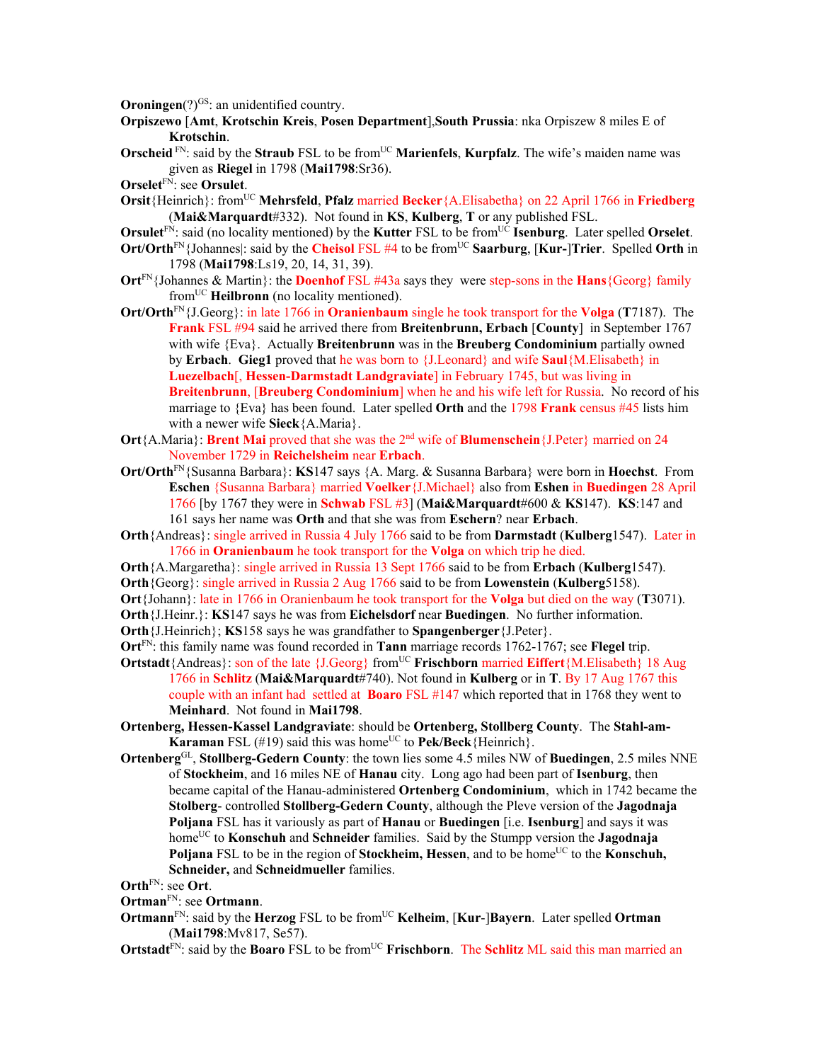**Oroningen**(?)[GS]: an unidentified country.

**Orpiszewo** [**Amt**, **Krotschin Kreis**, **Posen Department**],**South Prussia**: nka Orpiszew 8 miles E of **Krotschin**.

**Orscheid** [FN]: said by the **Straub** FSL to be from[UC] **Marienfels**, **Kurpfalz**. The wife's maiden name was given as **Riegel** in 1798 (**Mai1798**:Sr36).

**Orselet**[FN]: see **Orsulet**.

**Orsit**{Heinrich}: from[UC] **Mehrsfeld**, **Pfalz** married **Becker**{A.Elisabetha} on 22 April 1766 in **Friedberg** (**Mai&Marquardt**#332). Not found in **KS**, **Kulberg**, **T** or any published FSL.

**Orsulet**[FN]: said (no locality mentioned) by the **Kutter** FSL to be from[UC] **Isenburg**. Later spelled **Orselet**.

**Ort/Orth**[FN]{Johannes|: said by the **Cheisol** FSL #4 to be from[UC] **Saarburg**, [**Kur-**]**Trier**. Spelled **Orth** in 1798 (**Mai1798**:Ls19, 20, 14, 31, 39).

**Ort**[FN]{Johannes & Martin}: the **Doenhof** FSL #43a says they were step-sons in the **Hans**{Georg} family from[UC] **Heilbronn** (no locality mentioned).

**Ort/Orth**[FN]{J.Georg}: in late 1766 in **Oranienbaum** single he took transport for the **Volga** (**T**7187). The **Frank** FSL #94 said he arrived there from **Breitenbrunn, Erbach** [**County**] in September 1767 with wife {Eva}. Actually **Breitenbrunn** was in the **Breuberg Condominium** partially owned by **Erbach**. **Gieg1** proved that he was born to {J.Leonard} and wife **Saul**{M.Elisabeth} in **Luezelbach**[, **Hessen-Darmstadt Landgraviate**] in February 1745, but was living in **Breitenbrunn**, [**Breuberg Condominium**] when he and his wife left for Russia. No record of his marriage to {Eva} has been found. Later spelled **Orth** and the 1798 **Frank** census #45 lists him with a newer wife **Sieck**{A.Maria}.

**Ort**{A.Maria}: **Brent Mai** proved that she was the 2[nd] wife of **Blumenschein**{J.Peter} married on 24 November 1729 in **Reichelsheim** near **Erbach**.

**Ort/Orth**[FN]{Susanna Barbara}: **KS**147 says {A. Marg. & Susanna Barbara} were born in **Hoechst**. From **Eschen** {Susanna Barbara} married **Voelker**{J.Michael} also from **Eshen** in **Buedingen** 28 April 1766 [by 1767 they were in **Schwab** FSL #3] (**Mai&Marquardt**#600 & **KS**147). **KS**:147 and 161 says her name was **Orth** and that she was from **Eschern**? near **Erbach**.

**Orth**{Andreas}: single arrived in Russia 4 July 1766 said to be from **Darmstadt** (**Kulberg**1547). Later in 1766 in **Oranienbaum** he took transport for the **Volga** on which trip he died.

**Orth**{A.Margaretha}: single arrived in Russia 13 Sept 1766 said to be from **Erbach** (**Kulberg**1547).

**Orth**{Georg}: single arrived in Russia 2 Aug 1766 said to be from **Lowenstein** (**Kulberg**5158).

**Ort**{Johann}: late in 1766 in Oranienbaum he took transport for the **Volga** but died on the way (**T**3071).

**Orth**{J.Heinr.}: **KS**147 says he was from **Eichelsdorf** near **Buedingen**. No further information.

**Orth**{J.Heinrich}; **KS**158 says he was grandfather to **Spangenberger**{J.Peter}.

**Ort**[FN]: this family name was found recorded in **Tann** marriage records 1762-1767; see **Flegel** trip.

**Ortstadt**{Andreas}: son of the late {J.Georg} from[UC] **Frischborn** married **Eiffert**{M.Elisabeth} 18 Aug 1766 in **Schlitz** (**Mai&Marquardt**#740). Not found in **Kulberg** or in **T**. By 17 Aug 1767 this couple with an infant had settled at **Boaro** FSL #147 which reported that in 1768 they went to **Meinhard**. Not found in **Mai1798**.

**Ortenberg, Hessen-Kassel Landgraviate**: should be **Ortenberg, Stollberg County**. The **Stahl-am-Karaman** FSL (#19) said this was home[UC] to **Pek/Beck**{Heinrich}.

**Ortenberg**[GL], **Stollberg-Gedern County**: the town lies some 4.5 miles NW of **Buedingen**, 2.5 miles NNE of **Stockheim**, and 16 miles NE of **Hanau** city. Long ago had been part of **Isenburg**, then became capital of the Hanau-administered **Ortenberg Condominium**, which in 1742 became the **Stolberg**- controlled **Stollberg-Gedern County**, although the Pleve version of the **Jagodnaja Poljana** FSL has it variously as part of **Hanau** or **Buedingen** [i.e. **Isenburg**] and says it was home[UC] to **Konschuh** and **Schneider** families. Said by the Stumpp version the **Jagodnaja Poljana** FSL to be in the region of **Stockheim, Hessen**, and to be home[UC] to the **Konschuh, Schneider,** and **Schneidmueller** families.

**Orth**[FN]: see **Ort**.

**Ortman**[FN]: see **Ortmann**.

**Ortmann**[FN]: said by the **Herzog** FSL to be from[UC] **Kelheim**, [**Kur**-]**Bayern**. Later spelled **Ortman** (**Mai1798**:Mv817, Se57).

**Ortstadt**[FN]: said by the **Boaro** FSL to be from[UC] **Frischborn**. The **Schlitz** ML said this man married an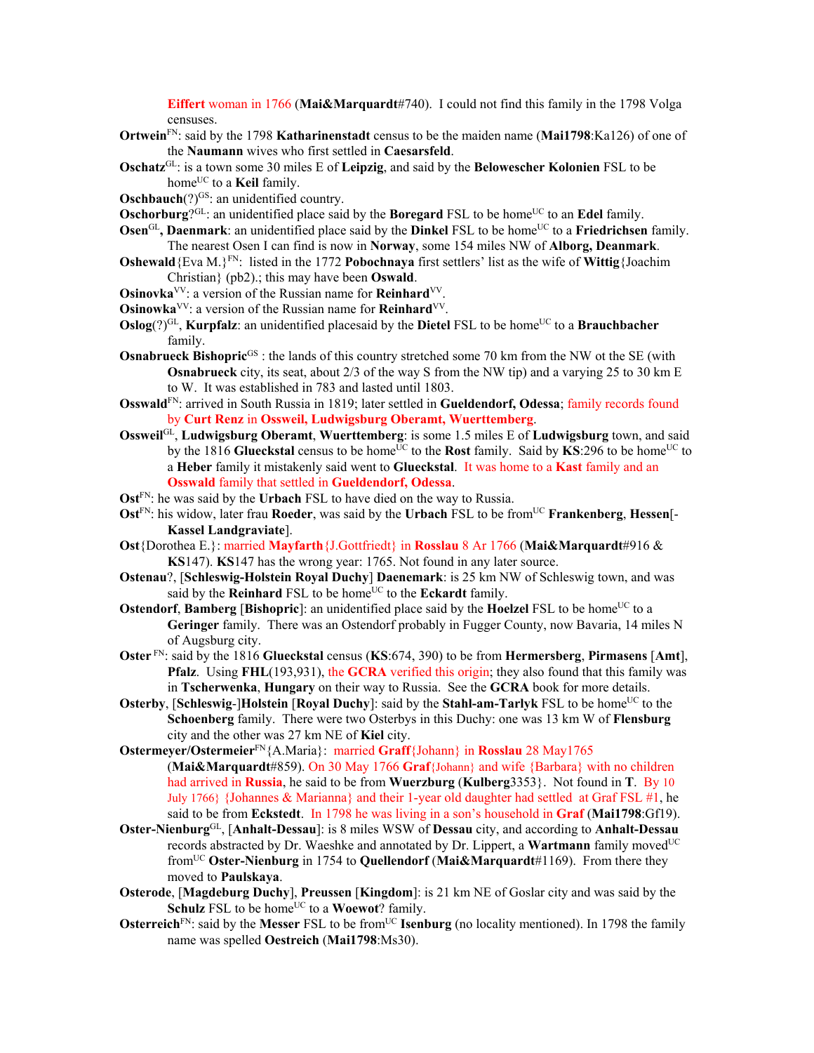**Eiffert** woman in 1766 (**Mai&Marquardt**#740). I could not find this family in the 1798 Volga censuses.

**Ortwein**FN: said by the 1798 **Katharinenstadt** census to be the maiden name (**Mai1798**:Ka126) of one of the **Naumann** wives who first settled in **Caesarsfeld**.

**Oschatz**GL: is a town some 30 miles E of **Leipzig**, and said by the **Belowescher Kolonien** FSL to be homeUC to a **Keil** family.

**Oschbauch**(?)GS: an unidentified country.

**Oschorburg**?GL: an unidentified place said by the **Boregard** FSL to be homeUC to an **Edel** family.

**Osen**GL**, Daenmark**: an unidentified place said by the **Dinkel** FSL to be homeUC to a **Friedrichsen** family. The nearest Osen I can find is now in **Norway**, some 154 miles NW of **Alborg, Deanmark**.

**Oshewald**{Eva M.}FN: listed in the 1772 **Pobochnaya** first settlers' list as the wife of **Wittig**{Joachim Christian} (pb2).; this may have been **Oswald**.

**Osinovka**VV: a version of the Russian name for **Reinhard**VV.

**Osinowka**VV: a version of the Russian name for **Reinhard**VV.

**Oslog**(?)GL, **Kurpfalz**: an unidentified placesaid by the **Dietel** FSL to be homeUC to a **Brauchbacher** family.

**Osnabrueck Bishopric**GS : the lands of this country stretched some 70 km from the NW ot the SE (with **Osnabrueck** city, its seat, about 2/3 of the way S from the NW tip) and a varying 25 to 30 km E to W. It was established in 783 and lasted until 1803.

**Osswald**FN: arrived in South Russia in 1819; later settled in **Gueldendorf, Odessa**; family records found by **Curt Renz** in **Ossweil, Ludwigsburg Oberamt, Wuerttemberg**.

**Ossweil**GL, **Ludwigsburg Oberamt**, **Wuerttemberg**: is some 1.5 miles E of **Ludwigsburg** town, and said by the 1816 **Glueckstal** census to be homeUC to the **Rost** family. Said by **KS**:296 to be homeUC to a **Heber** family it mistakenly said went to **Glueckstal**. It was home to a **Kast** family and an **Osswald** family that settled in **Gueldendorf, Odessa**.

**Ost**FN: he was said by the **Urbach** FSL to have died on the way to Russia.

**Ost**FN: his widow, later frau **Roeder**, was said by the **Urbach** FSL to be fromUC **Frankenberg**, **Hessen**[-**Kassel Landgraviate**].

**Ost**{Dorothea E.}: married **Mayfarth**{J.Gottfriedt} in **Rosslau** 8 Ar 1766 (**Mai&Marquardt**#916 & **KS**147). **KS**147 has the wrong year: 1765. Not found in any later source.

**Ostenau**?, [**Schleswig-Holstein Royal Duchy**] **Daenemark**: is 25 km NW of Schleswig town, and was said by the **Reinhard** FSL to be homeUC to the **Eckardt** family.

**Ostendorf**, **Bamberg** [**Bishopric**]: an unidentified place said by the **Hoelzel** FSL to be homeUC to a **Geringer** family. There was an Ostendorf probably in Fugger County, now Bavaria, 14 miles N of Augsburg city.

**Oster** FN: said by the 1816 **Glueckstal** census (**KS**:674, 390) to be from **Hermersberg**, **Pirmasens** [**Amt**], **Pfalz**. Using **FHL**(193,931), the **GCRA** verified this origin; they also found that this family was in **Tscherwenka**, **Hungary** on their way to Russia. See the **GCRA** book for more details.

**Osterby**, [**Schleswig**-]**Holstein** [**Royal Duchy**]: said by the **Stahl-am-Tarlyk** FSL to be homeUC to the **Schoenberg** family. There were two Osterbys in this Duchy: one was 13 km W of **Flensburg** city and the other was 27 km NE of **Kiel** city.

**Ostermeyer/Ostermeier**FN{A.Maria}: married **Graff**{Johann} in **Rosslau** 28 May1765 (**Mai&Marquardt**#859). On 30 May 1766 **Graf**{Johann} and wife {Barbara} with no children had arrived in **Russia**, he said to be from **Wuerzburg** (**Kulberg**3353}. Not found in **T**. By 10 July 1766} {Johannes & Marianna} and their 1-year old daughter had settled at Graf FSL #1, he said to be from **Eckstedt**. In 1798 he was living in a son's household in **Graf** (**Mai1798**:Gf19).

**Oster-Nienburg**GL, [**Anhalt-Dessau**]: is 8 miles WSW of **Dessau** city, and according to **Anhalt-Dessau** records abstracted by Dr. Waeshke and annotated by Dr. Lippert, a **Wartmann** family movedUC fromUC **Oster-Nienburg** in 1754 to **Quellendorf** (**Mai&Marquardt**#1169). From there they moved to **Paulskaya**.

**Osterode**, [**Magdeburg Duchy**], **Preussen** [**Kingdom**]: is 21 km NE of Goslar city and was said by the **Schulz** FSL to be homeUC to a **Woewot**? family.

**Osterreich**FN: said by the **Messer** FSL to be fromUC **Isenburg** (no locality mentioned). In 1798 the family name was spelled **Oestreich** (**Mai1798**:Ms30).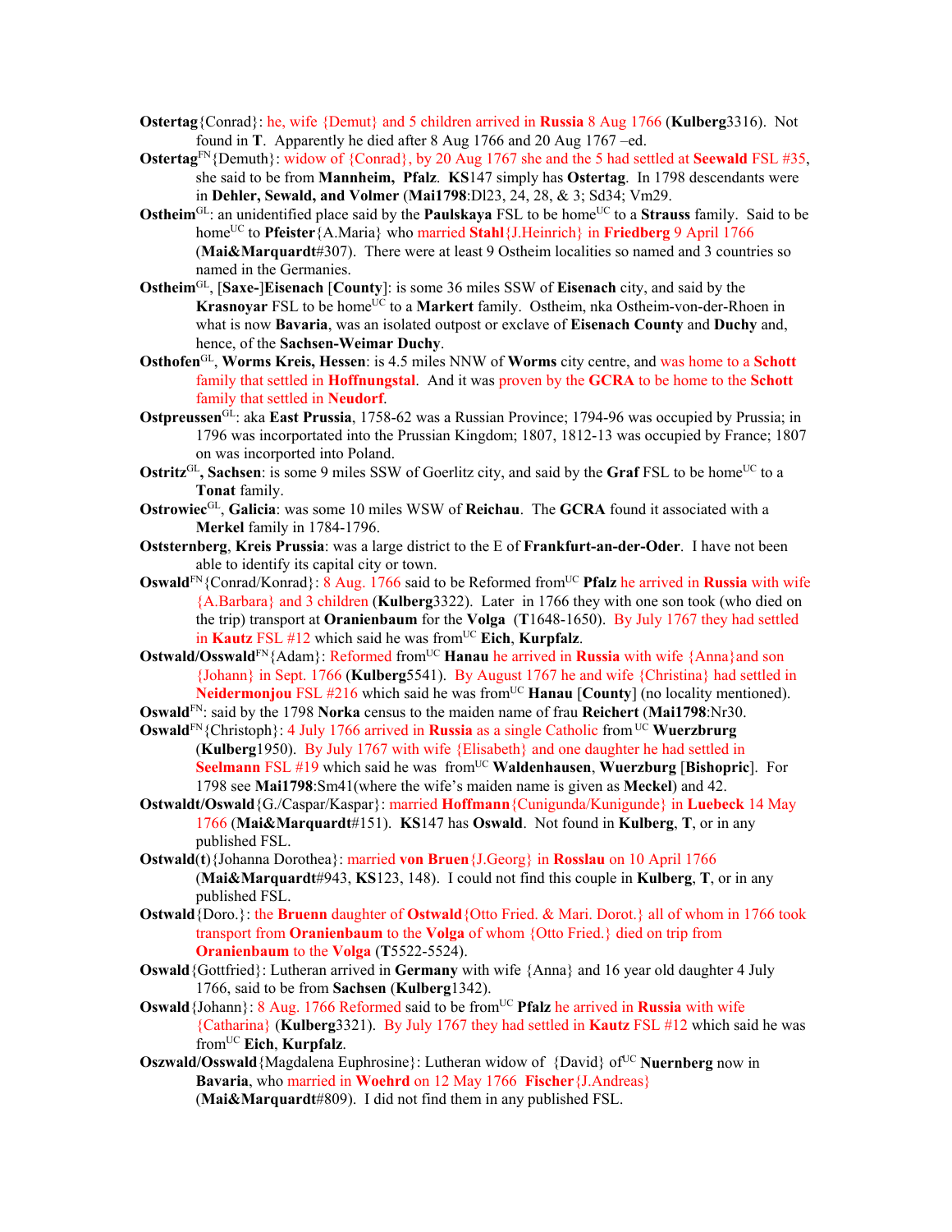**Ostertag**{Conrad}: he, wife {Demut} and 5 children arrived in **Russia** 8 Aug 1766 (**Kulberg**3316). Not found in **T**. Apparently he died after 8 Aug 1766 and 20 Aug 1767 –ed.

**Ostertag**[FN]{Demuth}: widow of {Conrad}, by 20 Aug 1767 she and the 5 had settled at **Seewald** FSL #35, she said to be from **Mannheim, Pfalz**. **KS**147 simply has **Ostertag**. In 1798 descendants were in **Dehler, Sewald, and Volmer** (**Mai1798**:Dl23, 24, 28, & 3; Sd34; Vm29.

**Ostheim**[GL]: an unidentified place said by the **Paulskaya** FSL to be home[UC] to a **Strauss** family. Said to be home[UC] to **Pfeister**{A.Maria} who married **Stahl**{J.Heinrich} in **Friedberg** 9 April 1766 (**Mai&Marquardt**#307). There were at least 9 Ostheim localities so named and 3 countries so named in the Germanies.

**Ostheim**[GL], [**Saxe-**]**Eisenach** [**County**]: is some 36 miles SSW of **Eisenach** city, and said by the **Krasnoyar** FSL to be home[UC] to a **Markert** family. Ostheim, nka Ostheim-von-der-Rhoen in what is now **Bavaria**, was an isolated outpost or exclave of **Eisenach County** and **Duchy** and, hence, of the **Sachsen-Weimar Duchy**.

**Osthofen**[GL], **Worms Kreis, Hessen**: is 4.5 miles NNW of **Worms** city centre, and was home to a **Schott** family that settled in **Hoffnungstal**. And it was proven by the **GCRA** to be home to the **Schott** family that settled in **Neudorf**.

**Ostpreussen**[GL]: aka **East Prussia**, 1758-62 was a Russian Province; 1794-96 was occupied by Prussia; in 1796 was incorportated into the Prussian Kingdom; 1807, 1812-13 was occupied by France; 1807 on was incorporated into Poland.

**Ostritz**[GL]**, Sachsen**: is some 9 miles SSW of Goerlitz city, and said by the **Graf** FSL to be home[UC] to a **Tonat** family.

**Ostrowiec**[GL], **Galicia**: was some 10 miles WSW of **Reichau**. The **GCRA** found it associated with a **Merkel** family in 1784-1796.

**Oststernberg**, **Kreis Prussia**: was a large district to the E of **Frankfurt-an-der-Oder**. I have not been able to identify its capital city or town.

**Oswald**[FN]{Conrad/Konrad}: 8 Aug. 1766 said to be Reformed from[UC] **Pfalz** he arrived in **Russia** with wife {A.Barbara} and 3 children (**Kulberg**3322). Later in 1766 they with one son took (who died on the trip) transport at **Oranienbaum** for the **Volga** (**T**1648-1650). By July 1767 they had settled in **Kautz** FSL #12 which said he was from[UC] **Eich**, **Kurpfalz**.

**Ostwald/Osswald**[FN]{Adam}: Reformed from[UC] **Hanau** he arrived in **Russia** with wife {Anna}and son {Johann} in Sept. 1766 (**Kulberg**5541). By August 1767 he and wife {Christina} had settled in **Neidermonjou** FSL #216 which said he was from[UC] **Hanau** [**County**] (no locality mentioned).

**Oswald**[FN]: said by the 1798 **Norka** census to the maiden name of frau **Reichert** (**Mai1798**:Nr30.

**Oswald**[FN]{Christoph}: 4 July 1766 arrived in **Russia** as a single Catholic from [UC] **Wuerzbrurg** (**Kulberg**1950). By July 1767 with wife {Elisabeth} and one daughter he had settled in **Seelmann** FSL #19 which said he was from[UC] **Waldenhausen**, **Wuerzburg** [**Bishopric**]. For 1798 see **Mai1798**:Sm41(where the wife's maiden name is given as **Meckel**) and 42.

**Ostwaldt/Oswald**{G./Caspar/Kaspar}: married **Hoffmann**{Cunigunda/Kunigunde} in **Luebeck** 14 May 1766 (**Mai&Marquardt**#151). **KS**147 has **Oswald**. Not found in **Kulberg**, **T**, or in any published FSL.

**Ostwald(t)**{Johanna Dorothea}: married **von Bruen**{J.Georg} in **Rosslau** on 10 April 1766 (**Mai&Marquardt**#943, **KS**123, 148). I could not find this couple in **Kulberg**, **T**, or in any published FSL.

**Ostwald**{Doro.}: the **Bruenn** daughter of **Ostwald**{Otto Fried. & Mari. Dorot.} all of whom in 1766 took transport from **Oranienbaum** to the **Volga** of whom {Otto Fried.} died on trip from **Oranienbaum** to the **Volga** (**T**5522-5524).

**Oswald**{Gottfried}: Lutheran arrived in **Germany** with wife {Anna} and 16 year old daughter 4 July 1766, said to be from **Sachsen** (**Kulberg**1342).

**Oswald**{Johann}: 8 Aug. 1766 Reformed said to be from[UC] **Pfalz** he arrived in **Russia** with wife {Catharina} (**Kulberg**3321). By July 1767 they had settled in **Kautz** FSL #12 which said he was from[UC] **Eich**, **Kurpfalz**.

**Oszwald/Osswald**{Magdalena Euphrosine}: Lutheran widow of {David} of[UC] **Nuernberg** now in **Bavaria**, who married in **Woehrd** on 12 May 1766 **Fischer**{J.Andreas} (**Mai&Marquardt**#809). I did not find them in any published FSL.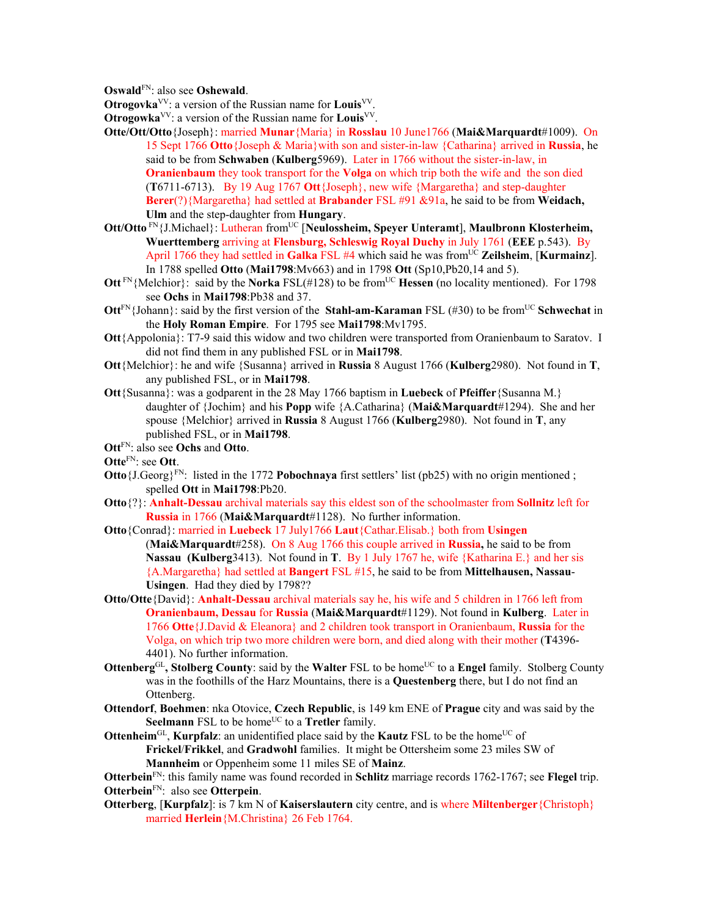**Oswald**[FN]: also see **Oshewald**.

**Otrogovka**[VV]: a version of the Russian name for **Louis**[VV].

**Otrogowka**[VV]: a version of the Russian name for **Louis**[VV].

**Otte/Ott/Otto**{Joseph}: married **Munar**{Maria} in **Rosslau** 10 June1766 (**Mai&Marquardt**#1009). On 15 Sept 1766 **Otto**{Joseph & Maria}with son and sister-in-law {Catharina} arrived in **Russia**, he said to be from **Schwaben** (**Kulberg**5969). Later in 1766 without the sister-in-law, in **Oranienbaum** they took transport for the **Volga** on which trip both the wife and the son died (**T**6711-6713). By 19 Aug 1767 **Ott**{Joseph}, new wife {Margaretha} and step-daughter **Berer**(?){Margaretha} had settled at **Brabander** FSL #91 &91a, he said to be from **Weidach, Ulm** and the step-daughter from **Hungary**.

**Ott/Otto** [FN]{J.Michael}: Lutheran from[UC] [**Neulossheim, Speyer Unteramt**], **Maulbronn Klosterheim, Wuerttemberg** arriving at **Flensburg, Schleswig Royal Duchy** in July 1761 (**EEE** p.543). By April 1766 they had settled in **Galka** FSL #4 which said he was from[UC] **Zeilsheim**, [**Kurmainz**]. In 1788 spelled **Otto** (**Mai1798**:Mv663) and in 1798 **Ott** (Sp10,Pb20,14 and 5).

**Ott** [FN]{Melchior}: said by the **Norka** FSL(#128) to be from[UC] **Hessen** (no locality mentioned). For 1798 see **Ochs** in **Mai1798**:Pb38 and 37.

**Ott**[FN]{Johann}: said by the first version of the **Stahl-am-Karaman** FSL (#30) to be from[UC] **Schwechat** in the **Holy Roman Empire**. For 1795 see **Mai1798**:Mv1795.

**Ott**{Appolonia}: T7-9 said this widow and two children were transported from Oranienbaum to Saratov. I did not find them in any published FSL or in **Mai1798**.

**Ott**{Melchior}: he and wife {Susanna} arrived in **Russia** 8 August 1766 (**Kulberg**2980). Not found in **T**, any published FSL, or in **Mai1798**.

**Ott**{Susanna}: was a godparent in the 28 May 1766 baptism in **Luebeck** of **Pfeiffer**{Susanna M.} daughter of {Jochim} and his **Popp** wife {A.Catharina} (**Mai&Marquardt**#1294). She and her spouse {Melchior} arrived in **Russia** 8 August 1766 (**Kulberg**2980). Not found in **T**, any published FSL, or in **Mai1798**.

**Ott**[FN]: also see **Ochs** and **Otto**.

**Otte**[FN]: see **Ott**.

**Otto**{J.Georg}[FN]: listed in the 1772 **Pobochnaya** first settlers' list (pb25) with no origin mentioned ; spelled **Ott** in **Mai1798**:Pb20.

**Otto**{?}: **Anhalt-Dessau** archival materials say this eldest son of the schoolmaster from **Sollnitz** left for **Russia** in 1766 (**Mai&Marquardt**#1128). No further information.

**Otto**{Conrad}: married in **Luebeck** 17 July1766 **Laut**{Cathar.Elisab.} both from **Usingen** (**Mai&Marquardt**#258). On 8 Aug 1766 this couple arrived in **Russia,** he said to be from **Nassau** (**Kulberg**3413). Not found in **T**. By 1 July 1767 he, wife {Katharina E.} and her sis {A.Margaretha} had settled at **Bangert** FSL #15, he said to be from **Mittelhausen, Nassau-Usingen**. Had they died by 1798??

**Otto/Otte**{David}: **Anhalt-Dessau** archival materials say he, his wife and 5 children in 1766 left from **Oranienbaum, Dessau** for **Russia** (**Mai&Marquardt**#1129). Not found in **Kulberg**. Later in 1766 **Otte**{J.David & Eleanora} and 2 children took transport in Oranienbaum, **Russia** for the Volga, on which trip two more children were born, and died along with their mother (**T**4396-4401). No further information.

**Ottenberg**[GL]**, Stolberg County**: said by the **Walter** FSL to be home[UC] to a **Engel** family. Stolberg County was in the foothills of the Harz Mountains, there is a **Questenberg** there, but I do not find an Ottenberg.

**Ottendorf**, **Boehmen**: nka Otovice, **Czech Republic**, is 149 km ENE of **Prague** city and was said by the **Seelmann** FSL to be home[UC] to a **Tretler** family.

**Ottenheim**[GL], **Kurpfalz**: an unidentified place said by the **Kautz** FSL to be the home[UC] of **Frickel**/**Frikkel**, and **Gradwohl** families. It might be Ottersheim some 23 miles SW of **Mannheim** or Oppenheim some 11 miles SE of **Mainz**.

**Otterbein**[FN]: this family name was found recorded in **Schlitz** marriage records 1762-1767; see **Flegel** trip.

**Otterbein**[FN]: also see **Otterpein**.

**Otterberg**, [**Kurpfalz**]: is 7 km N of **Kaiserslautern** city centre, and is where **Miltenberger**{Christoph} married **Herlein**{M.Christina} 26 Feb 1764.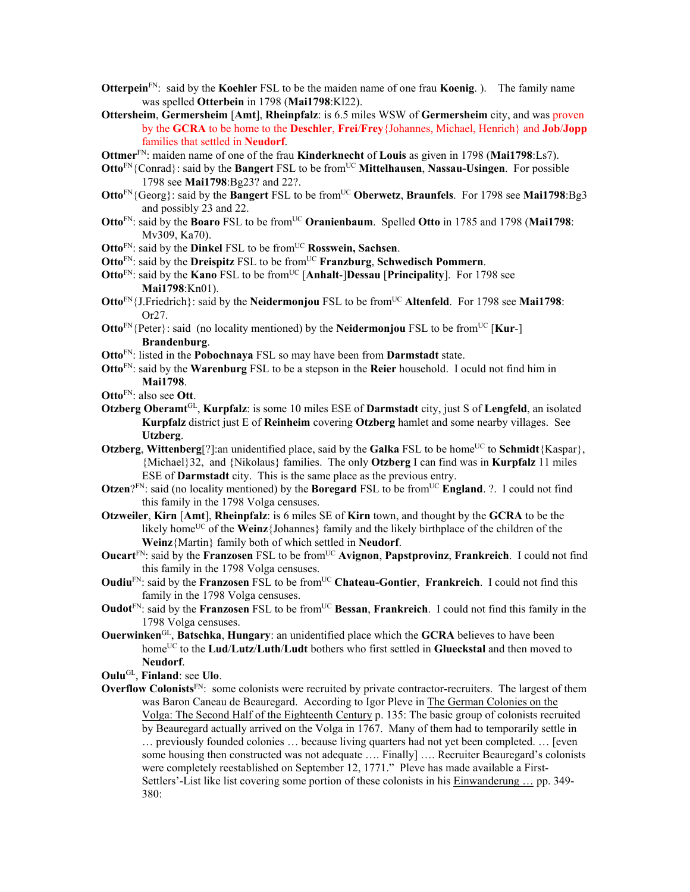**Otterpein**[FN]: said by the **Koehler** FSL to be the maiden name of one frau **Koenig**. ). The family name was spelled **Otterbein** in 1798 (**Mai1798**:Kl22).

**Ottersheim**, **Germersheim** [**Amt**], **Rheinpfalz**: is 6.5 miles WSW of **Germersheim** city, and was proven by the **GCRA** to be home to the **Deschler**, **Frei**/**Frey**{Johannes, Michael, Henrich} and **Job**/**Jopp** families that settled in **Neudorf**.

**Ottmer**[FN]: maiden name of one of the frau **Kinderknecht** of **Louis** as given in 1798 (**Mai1798**:Ls7).

**Otto**[FN]{Conrad}: said by the **Bangert** FSL to be from[UC] **Mittelhausen**, **Nassau-Usingen**. For possible 1798 see **Mai1798**:Bg23? and 22?.

**Otto**[FN]{Georg}: said by the **Bangert** FSL to be from[UC] **Oberwetz**, **Braunfels**. For 1798 see **Mai1798**:Bg3 and possibly 23 and 22.

**Otto**[FN]: said by the **Boaro** FSL to be from[UC] **Oranienbaum**. Spelled **Otto** in 1785 and 1798 (**Mai1798**: Mv309, Ka70).

**Otto**[FN]: said by the **Dinkel** FSL to be from[UC] **Rosswein, Sachsen**.

**Otto**[FN]: said by the **Dreispitz** FSL to be from[UC] **Franzburg**, **Schwedisch Pommern**.

**Otto**[FN]: said by the **Kano** FSL to be from[UC] [**Anhalt**-]**Dessau** [**Principality**]. For 1798 see **Mai1798**:Kn01).

**Otto**[FN]{J.Friedrich}: said by the **Neidermonjou** FSL to be from[UC] **Altenfeld**. For 1798 see **Mai1798**: Or27.

**Otto**[FN]{Peter}: said (no locality mentioned) by the **Neidermonjou** FSL to be from[UC] [**Kur**-] **Brandenburg**.

**Otto**[FN]: listed in the **Pobochnaya** FSL so may have been from **Darmstadt** state.

**Otto**[FN]: said by the **Warenburg** FSL to be a stepson in the **Reier** household. I oculd not find him in **Mai1798**.

**Otto**[FN]: also see **Ott**.

**Otzberg Oberamt**[GL], **Kurpfalz**: is some 10 miles ESE of **Darmstadt** city, just S of **Lengfeld**, an isolated **Kurpfalz** district just E of **Reinheim** covering **Otzberg** hamlet and some nearby villages. See **Utzberg**.

**Otzberg**, **Wittenberg**[?]:an unidentified place, said by the **Galka** FSL to be home[UC] to **Schmidt**{Kaspar}, {Michael}32, and {Nikolaus} families. The only **Otzberg** I can find was in **Kurpfalz** 11 miles ESE of **Darmstadt** city. This is the same place as the previous entry.

**Otzen**?[FN]: said (no locality mentioned) by the **Boregard** FSL to be from[UC] **England**. ?. I could not find this family in the 1798 Volga censuses.

**Otzweiler**, **Kirn** [**Amt**], **Rheinpfalz**: is 6 miles SE of **Kirn** town, and thought by the **GCRA** to be the likely home[UC] of the **Weinz**{Johannes} family and the likely birthplace of the children of the **Weinz**{Martin} family both of which settled in **Neudorf**.

**Oucart**[FN]: said by the **Franzosen** FSL to be from[UC] **Avignon**, **Papstprovinz**, **Frankreich**. I could not find this family in the 1798 Volga censuses.

**Oudiu**[FN]: said by the **Franzosen** FSL to be from[UC] **Chateau-Gontier**, **Frankreich**. I could not find this family in the 1798 Volga censuses.

**Oudot**[FN]: said by the **Franzosen** FSL to be from[UC] **Bessan**, **Frankreich**. I could not find this family in the 1798 Volga censuses.

**Ouerwinken**[GL], **Batschka**, **Hungary**: an unidentified place which the **GCRA** believes to have been home[UC] to the **Lud**/**Lutz**/**Luth**/**Ludt** bothers who first settled in **Glueckstal** and then moved to **Neudorf**.

**Oulu**[GL], **Finland**: see **Ulo**.

**Overflow Colonists**[FN]: some colonists were recruited by private contractor-recruiters. The largest of them was Baron Caneau de Beauregard. According to Igor Pleve in The German Colonies on the Volga: The Second Half of the Eighteenth Century p. 135: The basic group of colonists recruited by Beauregard actually arrived on the Volga in 1767. Many of them had to temporarily settle in … previously founded colonies … because living quarters had not yet been completed. … [even some housing then constructed was not adequate …. Finally] …. Recruiter Beauregard's colonists were completely reestablished on September 12, 1771." Pleve has made available a First-Settlers'-List like list covering some portion of these colonists in his Einwanderung … pp. 349-380: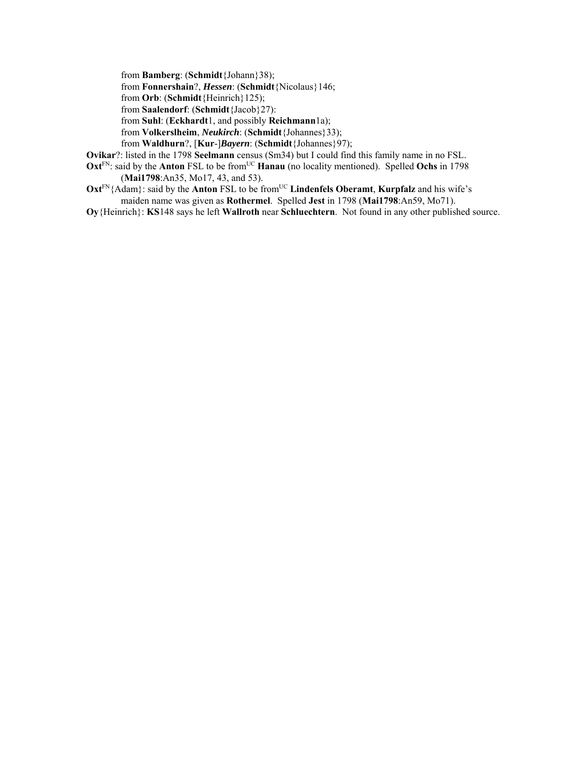from **Bamberg**: (**Schmidt**{Johann}38);
from **Fonnershain**?, ***Hessen***: (**Schmidt**{Nicolaus}146;
from **Orb**: (**Schmidt**{Heinrich}125);
from **Saalendorf**: (**Schmidt**{Jacob}27):
from **Suhl**: (**Eckhardt**1, and possibly **Reichmann**1a);
from **Volkerslheim**, ***Neukirch***: (**Schmidt**{Johannes}33);
from **Waldhurn**?, [**Kur**-]***Bayern***: (**Schmidt**{Johannes}97);

**Ovikar**?: listed in the 1798 **Seelmann** census (Sm34) but I could find this family name in no FSL.

**Oxt**[FN]: said by the **Anton** FSL to be from[UC] **Hanau** (no locality mentioned). Spelled **Ochs** in 1798 (**Mai1798**:An35, Mo17, 43, and 53).

**Oxt**[FN]{Adam}: said by the **Anton** FSL to be from[UC] **Lindenfels Oberamt**, **Kurpfalz** and his wife's maiden name was given as **Rothermel**. Spelled **Jest** in 1798 (**Mai1798**:An59, Mo71).

**Oy**{Heinrich}: **KS**148 says he left **Wallroth** near **Schluechtern**. Not found in any other published source.